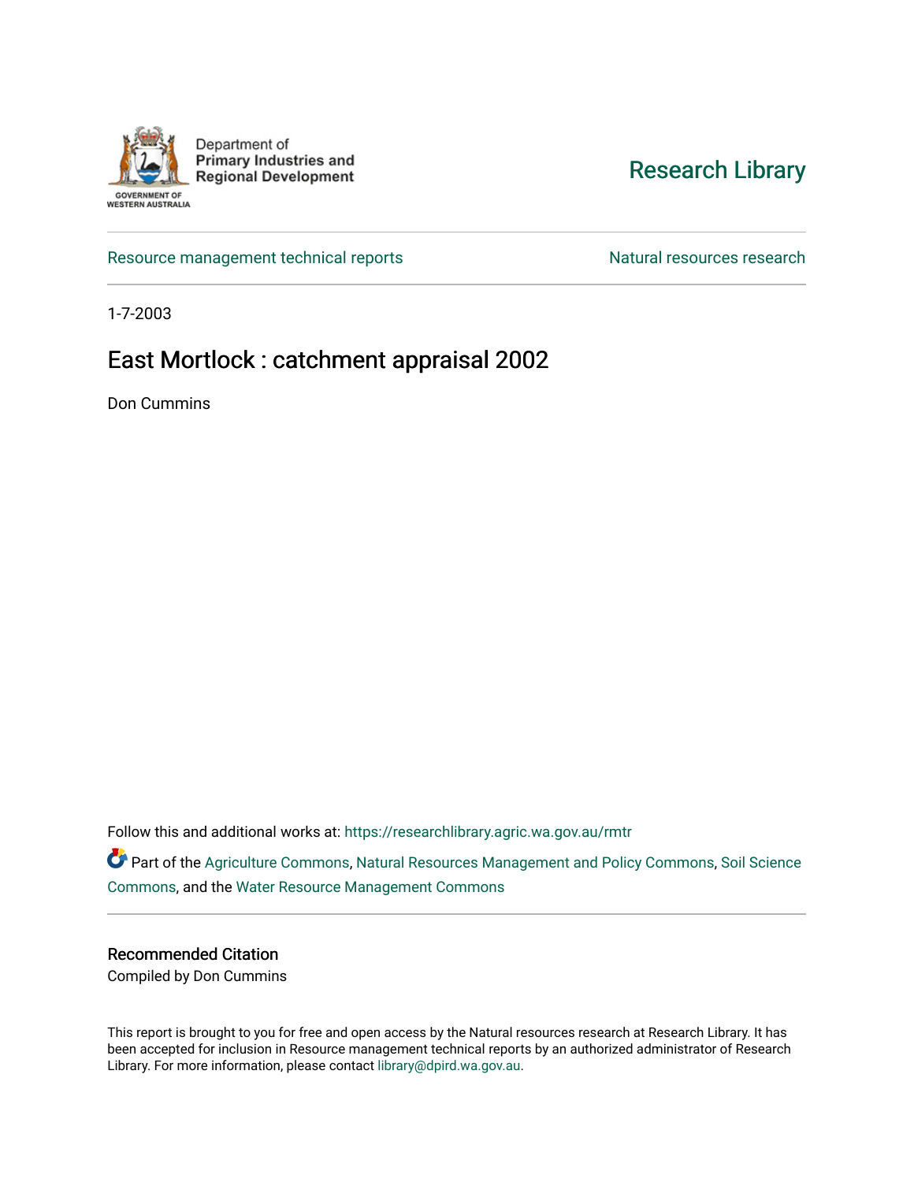Department of
**Primary Industries and Regional Development**

GOVERNMENT OF WESTERN AUSTRALIA

Research Library

Resource management technical reports

Natural resources research

1-7-2003

# East Mortlock : catchment appraisal 2002

Don Cummins

Follow this and additional works at: https://researchlibrary.agric.wa.gov.au/rmtr

Part of the Agriculture Commons, Natural Resources Management and Policy Commons, Soil Science Commons, and the Water Resource Management Commons

## Recommended Citation

Compiled by Don Cummins

This report is brought to you for free and open access by the Natural resources research at Research Library. It has been accepted for inclusion in Resource management technical reports by an authorized administrator of Research Library. For more information, please contact library@dpird.wa.gov.au.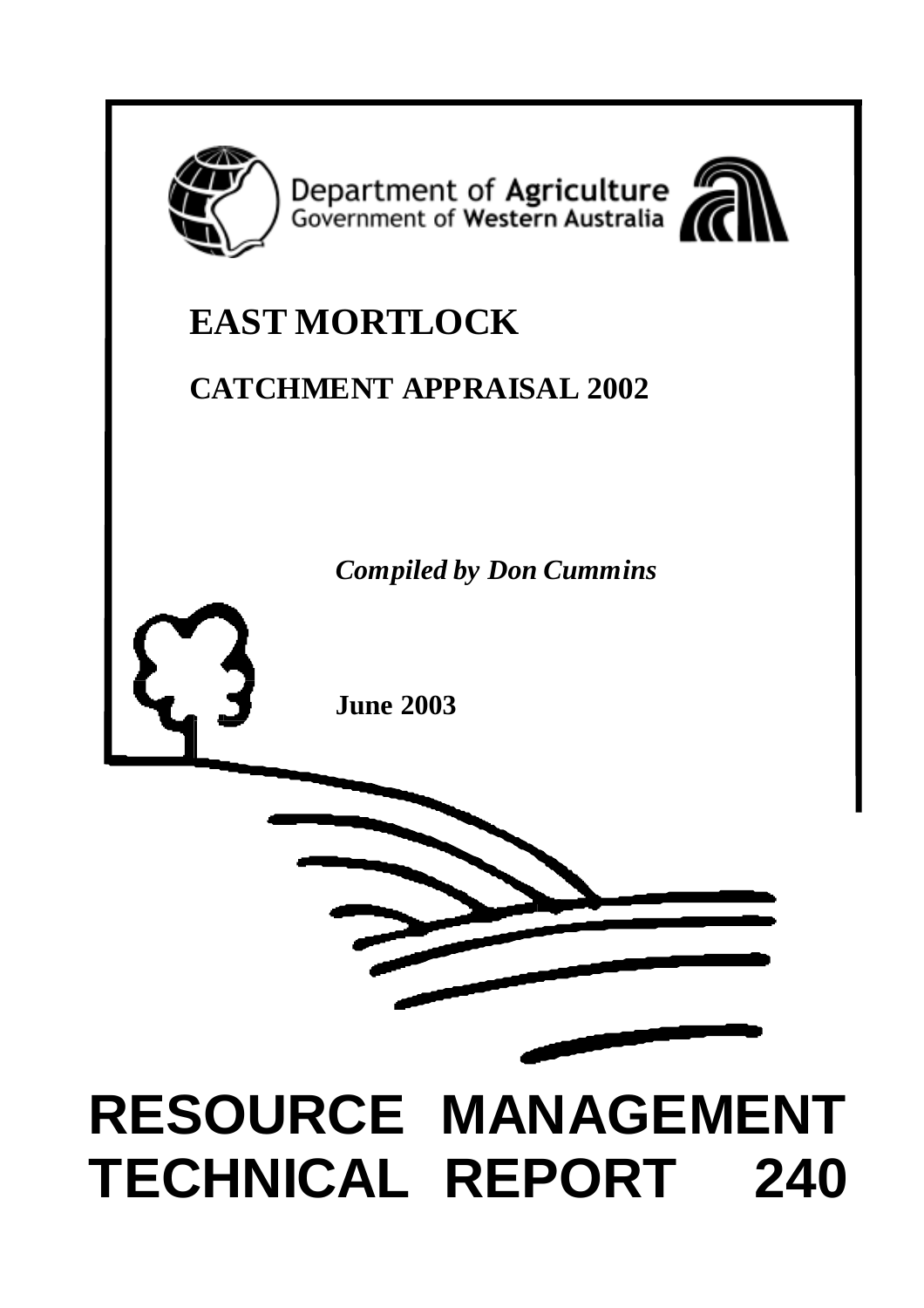Department of Agriculture
Government of Western Australia

# EAST MORTLOCK

## CATCHMENT APPRAISAL 2002

*Compiled by Don Cummins*

**June 2003**

# RESOURCE MANAGEMENT TECHNICAL REPORT 240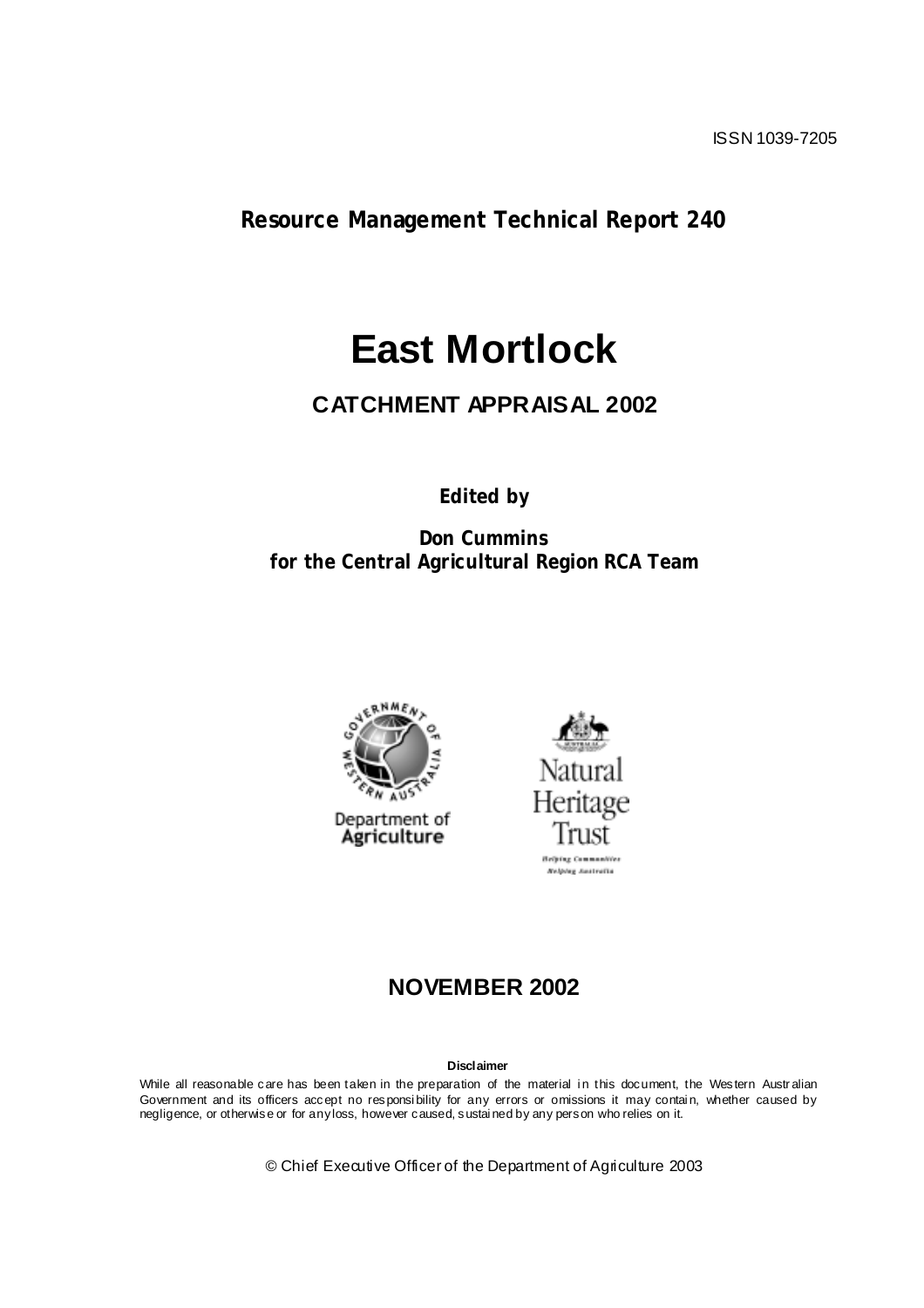ISSN 1039-7205

**Resource Management Technical Report 240**

# East Mortlock

## CATCHMENT APPRAISAL 2002

**Edited by**

**Don Cummins**
**for the Central Agricultural Region RCA Team**

Department of Agriculture

Natural Heritage Trust

*Helping Communities Helping Australia*

## NOVEMBER 2002

**Disclaimer**

While all reasonable care has been taken in the preparation of the material in this document, the Western Australian Government and its officers accept no responsibility for any errors or omissions it may contain, whether caused by negligence, or otherwise or for any loss, however caused, sustained by any person who relies on it.

© Chief Executive Officer of the Department of Agriculture 2003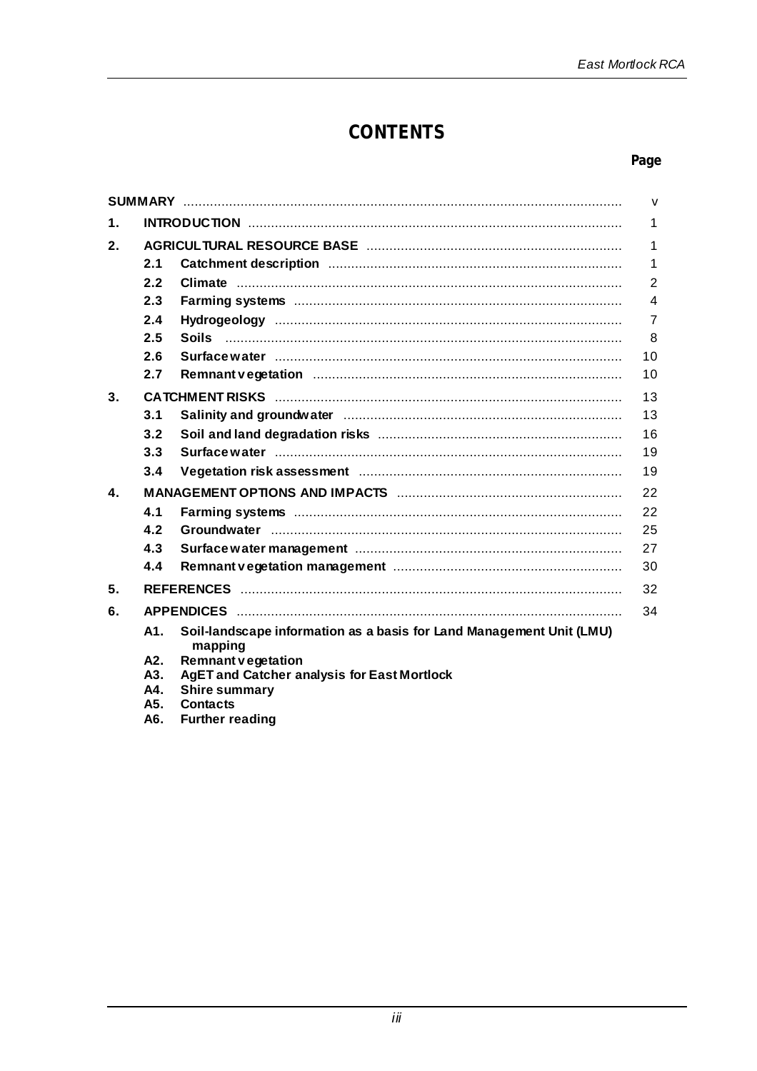# CONTENTS

| | | | Page |
|---|---|---|---|
| **SUMMARY** | | | v |
| **1.** | **INTRODUCTION** | | 1 |
| **2.** | **AGRICULTURAL RESOURCE BASE** | | 1 |
| | **2.1** | **Catchment description** | 1 |
| | **2.2** | **Climate** | 2 |
| | **2.3** | **Farming systems** | 4 |
| | **2.4** | **Hydrogeology** | 7 |
| | **2.5** | **Soils** | 8 |
| | **2.6** | **Surface water** | 10 |
| | **2.7** | **Remnant vegetation** | 10 |
| **3.** | **CATCHMENT RISKS** | | 13 |
| | **3.1** | **Salinity and groundwater** | 13 |
| | **3.2** | **Soil and land degradation risks** | 16 |
| | **3.3** | **Surface water** | 19 |
| | **3.4** | **Vegetation risk assessment** | 19 |
| **4.** | **MANAGEMENT OPTIONS AND IMPACTS** | | 22 |
| | **4.1** | **Farming systems** | 22 |
| | **4.2** | **Groundwater** | 25 |
| | **4.3** | **Surface water management** | 27 |
| | **4.4** | **Remnant vegetation management** | 30 |
| **5.** | **REFERENCES** | | 32 |
| **6.** | **APPENDICES** | | 34 |
| | **A1.** | **Soil-landscape information as a basis for Land Management Unit (LMU) mapping** | |
| | **A2.** | **Remnant vegetation** | |
| | **A3.** | **AgET and Catcher analysis for East Mortlock** | |
| | **A4.** | **Shire summary** | |
| | **A5.** | **Contacts** | |
| | **A6.** | **Further reading** | |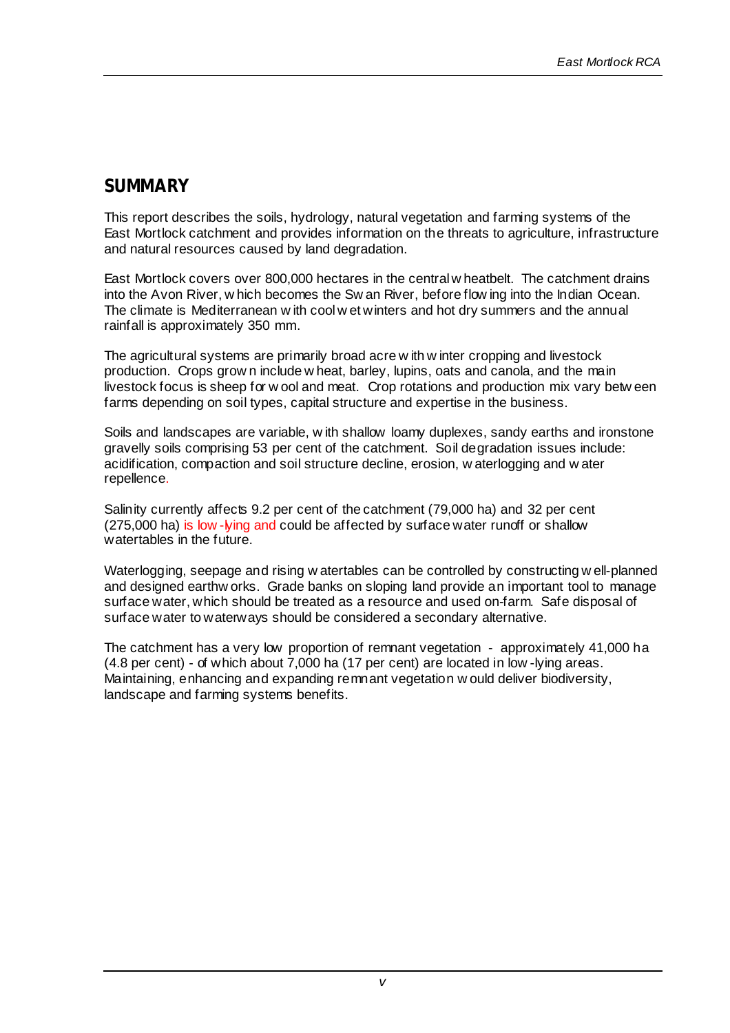## SUMMARY

This report describes the soils, hydrology, natural vegetation and farming systems of the East Mortlock catchment and provides information on the threats to agriculture, infrastructure and natural resources caused by land degradation.

East Mortlock covers over 800,000 hectares in the central wheatbelt. The catchment drains into the Avon River, which becomes the Swan River, before flowing into the Indian Ocean. The climate is Mediterranean with cool wet winters and hot dry summers and the annual rainfall is approximately 350 mm.

The agricultural systems are primarily broad acre with winter cropping and livestock production. Crops grown include wheat, barley, lupins, oats and canola, and the main livestock focus is sheep for wool and meat. Crop rotations and production mix vary between farms depending on soil types, capital structure and expertise in the business.

Soils and landscapes are variable, with shallow loamy duplexes, sandy earths and ironstone gravelly soils comprising 53 per cent of the catchment. Soil degradation issues include: acidification, compaction and soil structure decline, erosion, waterlogging and water repellence.

Salinity currently affects 9.2 per cent of the catchment (79,000 ha) and 32 per cent (275,000 ha) is low-lying and could be affected by surface water runoff or shallow watertables in the future.

Waterlogging, seepage and rising watertables can be controlled by constructing well-planned and designed earthworks. Grade banks on sloping land provide an important tool to manage surface water, which should be treated as a resource and used on-farm. Safe disposal of surface water to waterways should be considered a secondary alternative.

The catchment has a very low proportion of remnant vegetation - approximately 41,000 ha (4.8 per cent) - of which about 7,000 ha (17 per cent) are located in low-lying areas. Maintaining, enhancing and expanding remnant vegetation would deliver biodiversity, landscape and farming systems benefits.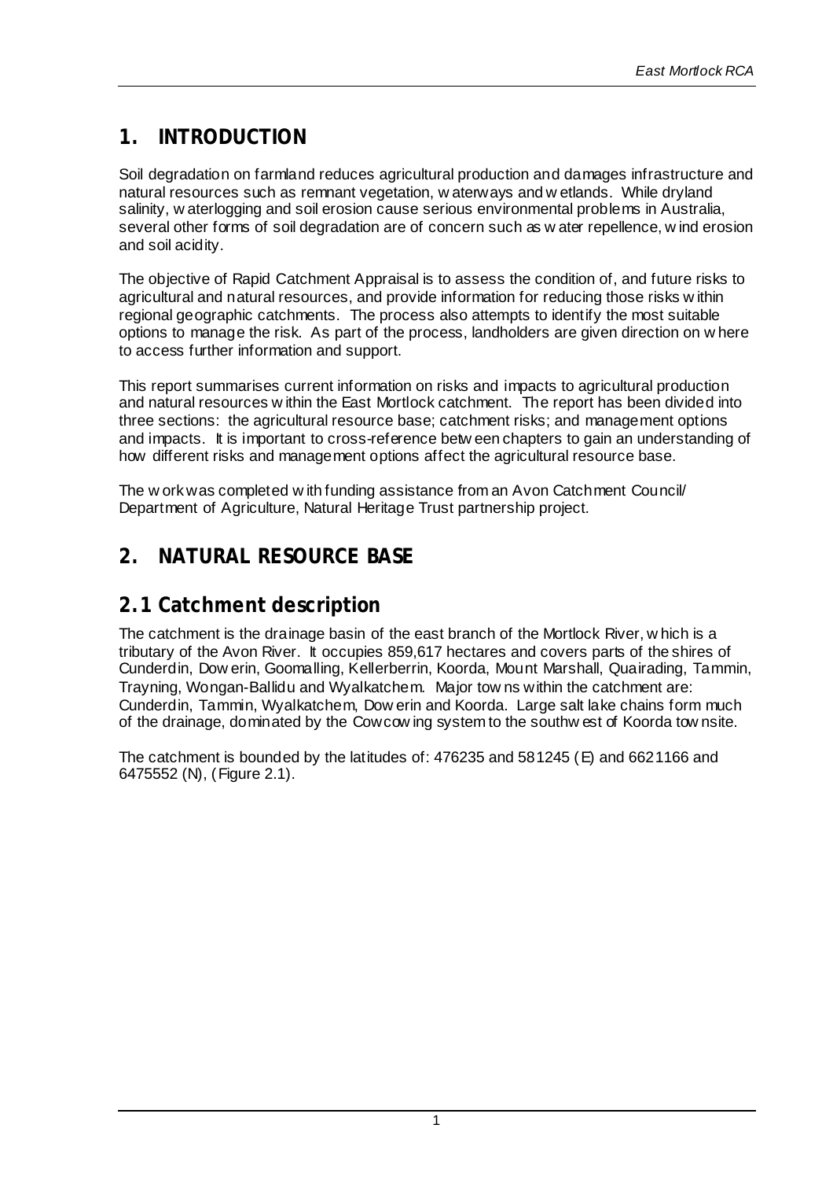# 1. INTRODUCTION

Soil degradation on farmland reduces agricultural production and damages infrastructure and natural resources such as remnant vegetation, waterways and wetlands. While dryland salinity, waterlogging and soil erosion cause serious environmental problems in Australia, several other forms of soil degradation are of concern such as water repellence, wind erosion and soil acidity.

The objective of Rapid Catchment Appraisal is to assess the condition of, and future risks to agricultural and natural resources, and provide information for reducing those risks within regional geographic catchments. The process also attempts to identify the most suitable options to manage the risk. As part of the process, landholders are given direction on where to access further information and support.

This report summarises current information on risks and impacts to agricultural production and natural resources within the East Mortlock catchment. The report has been divided into three sections: the agricultural resource base; catchment risks; and management options and impacts. It is important to cross-reference between chapters to gain an understanding of how different risks and management options affect the agricultural resource base.

The work was completed with funding assistance from an Avon Catchment Council/ Department of Agriculture, Natural Heritage Trust partnership project.

# 2. NATURAL RESOURCE BASE

## 2.1 Catchment description

The catchment is the drainage basin of the east branch of the Mortlock River, which is a tributary of the Avon River. It occupies 859,617 hectares and covers parts of the shires of Cunderdin, Dowerin, Goomalling, Kellerberrin, Koorda, Mount Marshall, Quairading, Tammin, Trayning, Wongan-Ballidu and Wyalkatchem. Major towns within the catchment are: Cunderdin, Tammin, Wyalkatchem, Dowerin and Koorda. Large salt lake chains form much of the drainage, dominated by the Cowcowing system to the southwest of Koorda townsite.

The catchment is bounded by the latitudes of: 476235 and 581245 (E) and 6621166 and 6475552 (N), (Figure 2.1).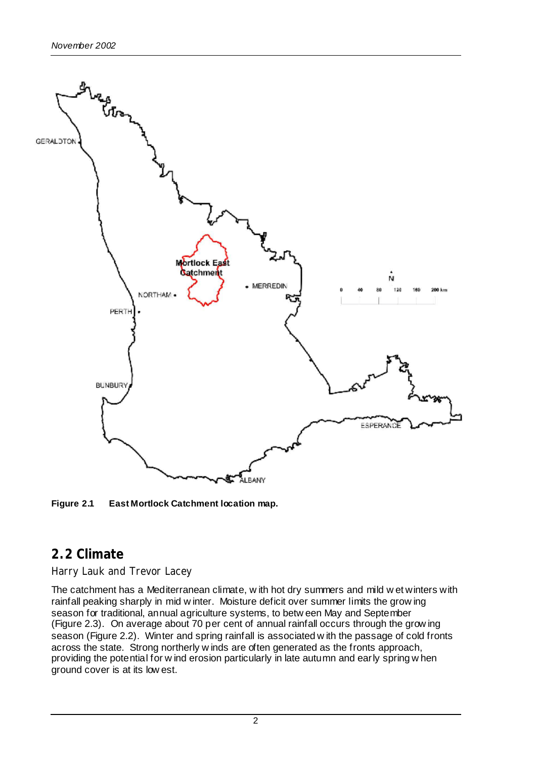**Figure 2.1 East Mortlock Catchment location map.**

## 2.2 Climate

Harry Lauk and Trevor Lacey

The catchment has a Mediterranean climate, with hot dry summers and mild wet winters with rainfall peaking sharply in mid winter. Moisture deficit over summer limits the growing season for traditional, annual agriculture systems, to between May and September (Figure 2.3). On average about 70 per cent of annual rainfall occurs through the growing season (Figure 2.2). Winter and spring rainfall is associated with the passage of cold fronts across the state. Strong northerly winds are often generated as the fronts approach, providing the potential for wind erosion particularly in late autumn and early spring when ground cover is at its lowest.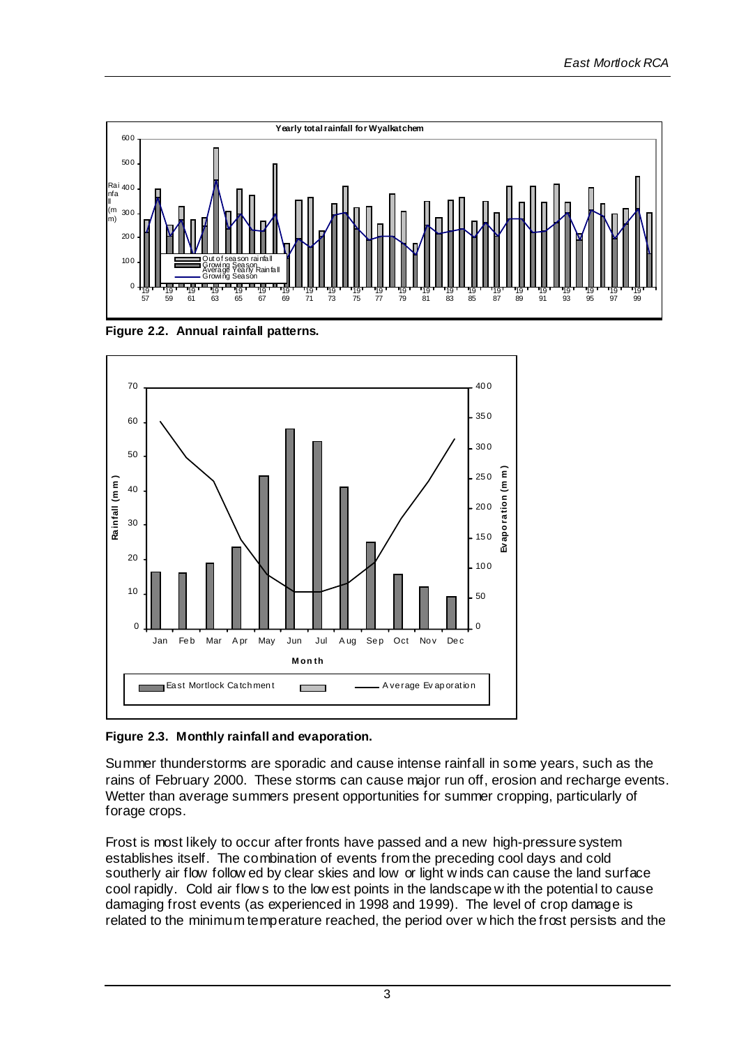**Figure 2.2. Annual rainfall patterns.**

**Figure 2.3. Monthly rainfall and evaporation.**

Summer thunderstorms are sporadic and cause intense rainfall in some years, such as the rains of February 2000. These storms can cause major run off, erosion and recharge events. Wetter than average summers present opportunities for summer cropping, particularly of forage crops.

Frost is most likely to occur after fronts have passed and a new high-pressure system establishes itself. The combination of events from the preceding cool days and cold southerly air flow followed by clear skies and low or light winds can cause the land surface cool rapidly. Cold air flows to the lowest points in the landscape with the potential to cause damaging frost events (as experienced in 1998 and 1999). The level of crop damage is related to the minimum temperature reached, the period over which the frost persists and the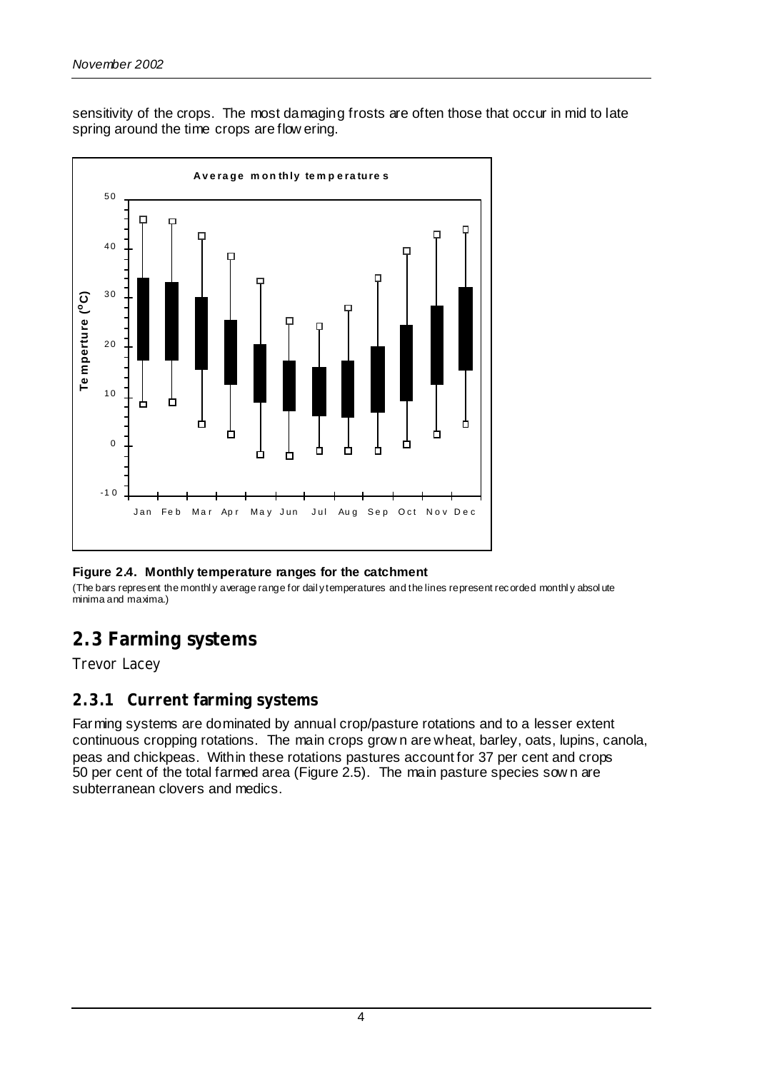sensitivity of the crops. The most damaging frosts are often those that occur in mid to late spring around the time crops are flowering.

**Figure 2.4. Monthly temperature ranges for the catchment**

(The bars represent the monthly average range for daily temperatures and the lines represent recorded monthly absolute minima and maxima.)

## 2.3 Farming systems

Trevor Lacey

### 2.3.1 Current farming systems

Farming systems are dominated by annual crop/pasture rotations and to a lesser extent continuous cropping rotations. The main crops grown are wheat, barley, oats, lupins, canola, peas and chickpeas. Within these rotations pastures account for 37 per cent and crops 50 per cent of the total farmed area (Figure 2.5). The main pasture species sown are subterranean clovers and medics.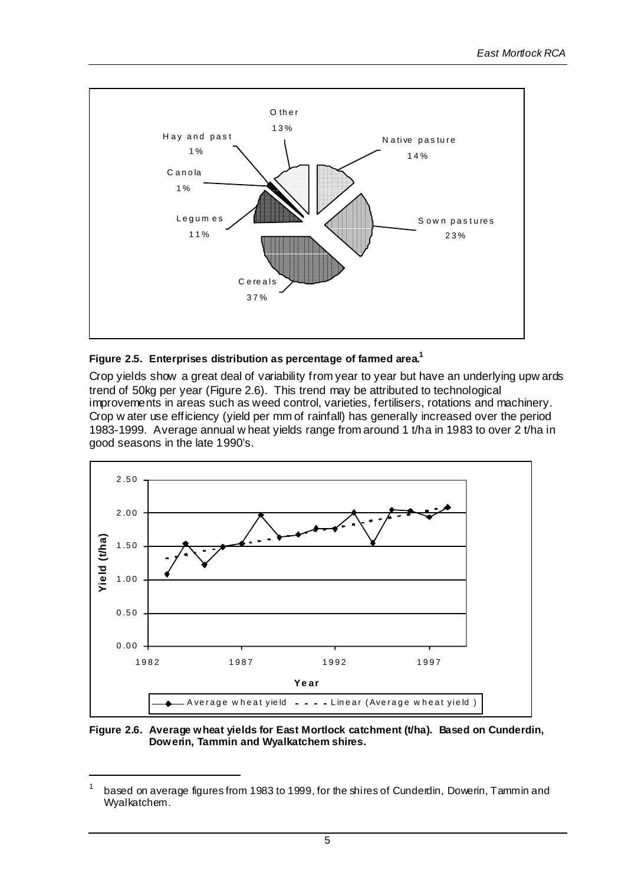**Figure 2.5. Enterprises distribution as percentage of farmed area.**[1]

Crop yields show a great deal of variability from year to year but have an underlying upwards trend of 50kg per year (Figure 2.6). This trend may be attributed to technological improvements in areas such as weed control, varieties, fertilisers, rotations and machinery. Crop water use efficiency (yield per mm of rainfall) has generally increased over the period 1983-1999. Average annual wheat yields range from around 1 t/ha in 1983 to over 2 t/ha in good seasons in the late 1990's.

**Figure 2.6. Average wheat yields for East Mortlock catchment (t/ha). Based on Cunderdin, Dowerin, Tammin and Wyalkatchem shires.**

---

[1] based on average figures from 1983 to 1999, for the shires of Cunderdin, Dowerin, Tammin and Wyalkatchem.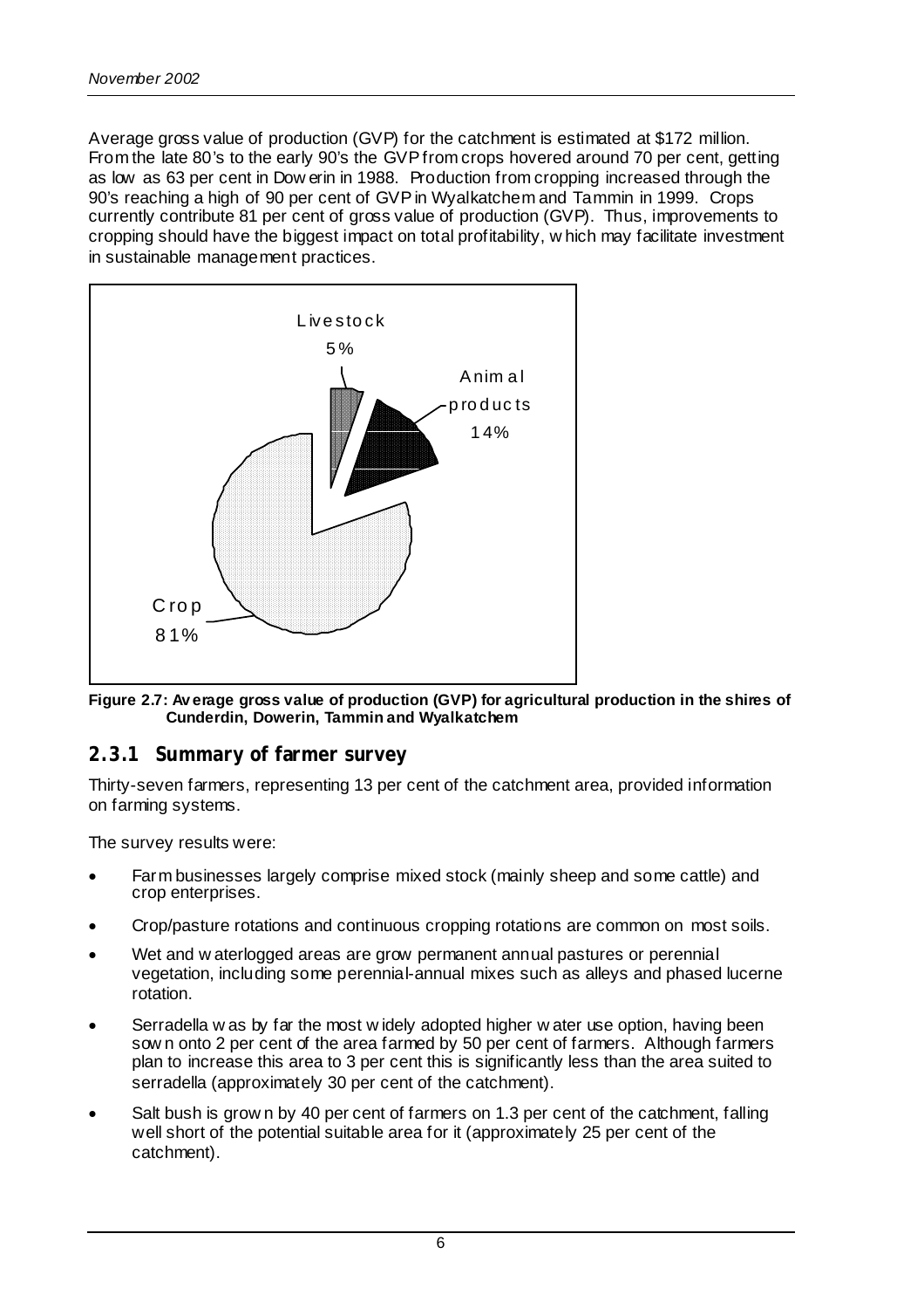Average gross value of production (GVP) for the catchment is estimated at $172 million. From the late 80's to the early 90's the GVP from crops hovered around 70 per cent, getting as low as 63 per cent in Dowerin in 1988. Production from cropping increased through the 90's reaching a high of 90 per cent of GVP in Wyalkatchem and Tammin in 1999. Crops currently contribute 81 per cent of gross value of production (GVP). Thus, improvements to cropping should have the biggest impact on total profitability, which may facilitate investment in sustainable management practices.

Livestock 5%

Animal products 14%

Crop 81%

**Figure 2.7: Average gross value of production (GVP) for agricultural production in the shires of Cunderdin, Dowerin, Tammin and Wyalkatchem**

### 2.3.1 Summary of farmer survey

Thirty-seven farmers, representing 13 per cent of the catchment area, provided information on farming systems.

The survey results were:

- Farm businesses largely comprise mixed stock (mainly sheep and some cattle) and crop enterprises.
- Crop/pasture rotations and continuous cropping rotations are common on most soils.
- Wet and waterlogged areas are grow permanent annual pastures or perennial vegetation, including some perennial-annual mixes such as alleys and phased lucerne rotation.
- Serradella was by far the most widely adopted higher water use option, having been sown onto 2 per cent of the area farmed by 50 per cent of farmers. Although farmers plan to increase this area to 3 per cent this is significantly less than the area suited to serradella (approximately 30 per cent of the catchment).
- Salt bush is grown by 40 per cent of farmers on 1.3 per cent of the catchment, falling well short of the potential suitable area for it (approximately 25 per cent of the catchment).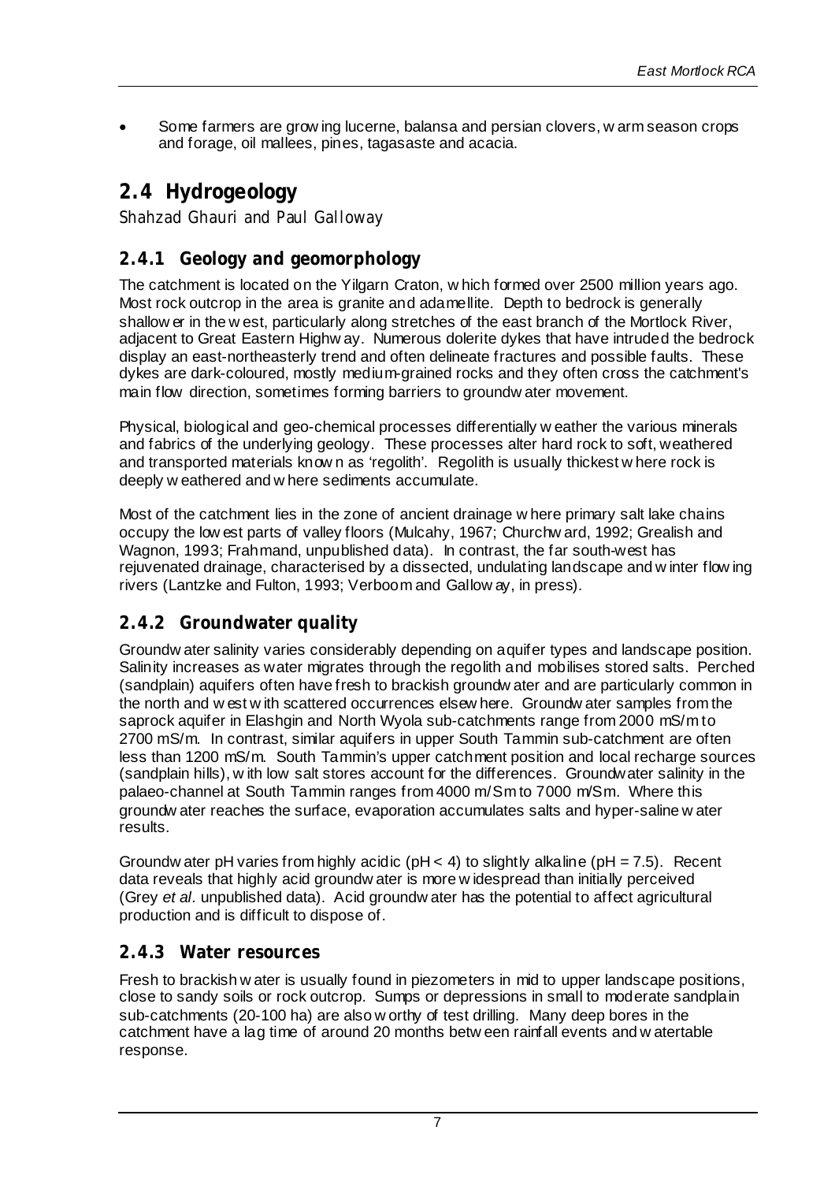- Some farmers are growing lucerne, balansa and persian clovers, warm season crops and forage, oil mallees, pines, tagasaste and acacia.

## 2.4 Hydrogeology

*Shahzad Ghauri and Paul Galloway*

### 2.4.1 Geology and geomorphology

The catchment is located on the Yilgarn Craton, which formed over 2500 million years ago. Most rock outcrop in the area is granite and adamellite. Depth to bedrock is generally shallower in the west, particularly along stretches of the east branch of the Mortlock River, adjacent to Great Eastern Highway. Numerous dolerite dykes that have intruded the bedrock display an east-northeasterly trend and often delineate fractures and possible faults. These dykes are dark-coloured, mostly medium-grained rocks and they often cross the catchment's main flow direction, sometimes forming barriers to groundwater movement.

Physical, biological and geo-chemical processes differentially weather the various minerals and fabrics of the underlying geology. These processes alter hard rock to soft, weathered and transported materials known as 'regolith'. Regolith is usually thickest where rock is deeply weathered and where sediments accumulate.

Most of the catchment lies in the zone of ancient drainage where primary salt lake chains occupy the lowest parts of valley floors (Mulcahy, 1967; Churchward, 1992; Grealish and Wagnon, 1993; Frahmand, unpublished data). In contrast, the far south-west has rejuvenated drainage, characterised by a dissected, undulating landscape and winter flowing rivers (Lantzke and Fulton, 1993; Verboom and Galloway, in press).

### 2.4.2 Groundwater quality

Groundwater salinity varies considerably depending on aquifer types and landscape position. Salinity increases as water migrates through the regolith and mobilises stored salts. Perched (sandplain) aquifers often have fresh to brackish groundwater and are particularly common in the north and west with scattered occurrences elsewhere. Groundwater samples from the saprock aquifer in Elashgin and North Wyola sub-catchments range from 2000 mS/m to 2700 mS/m. In contrast, similar aquifers in upper South Tammin sub-catchment are often less than 1200 mS/m. South Tammin's upper catchment position and local recharge sources (sandplain hills), with low salt stores account for the differences. Groundwater salinity in the palaeo-channel at South Tammin ranges from 4000 m/Sm to 7000 m/Sm. Where this groundwater reaches the surface, evaporation accumulates salts and hyper-saline water results.

Groundwater pH varies from highly acidic (pH < 4) to slightly alkaline (pH = 7.5). Recent data reveals that highly acid groundwater is more widespread than initially perceived (Grey *et al*. unpublished data). Acid groundwater has the potential to affect agricultural production and is difficult to dispose of.

### 2.4.3 Water resources

Fresh to brackish water is usually found in piezometers in mid to upper landscape positions, close to sandy soils or rock outcrop. Sumps or depressions in small to moderate sandplain sub-catchments (20-100 ha) are also worthy of test drilling. Many deep bores in the catchment have a lag time of around 20 months between rainfall events and watertable response.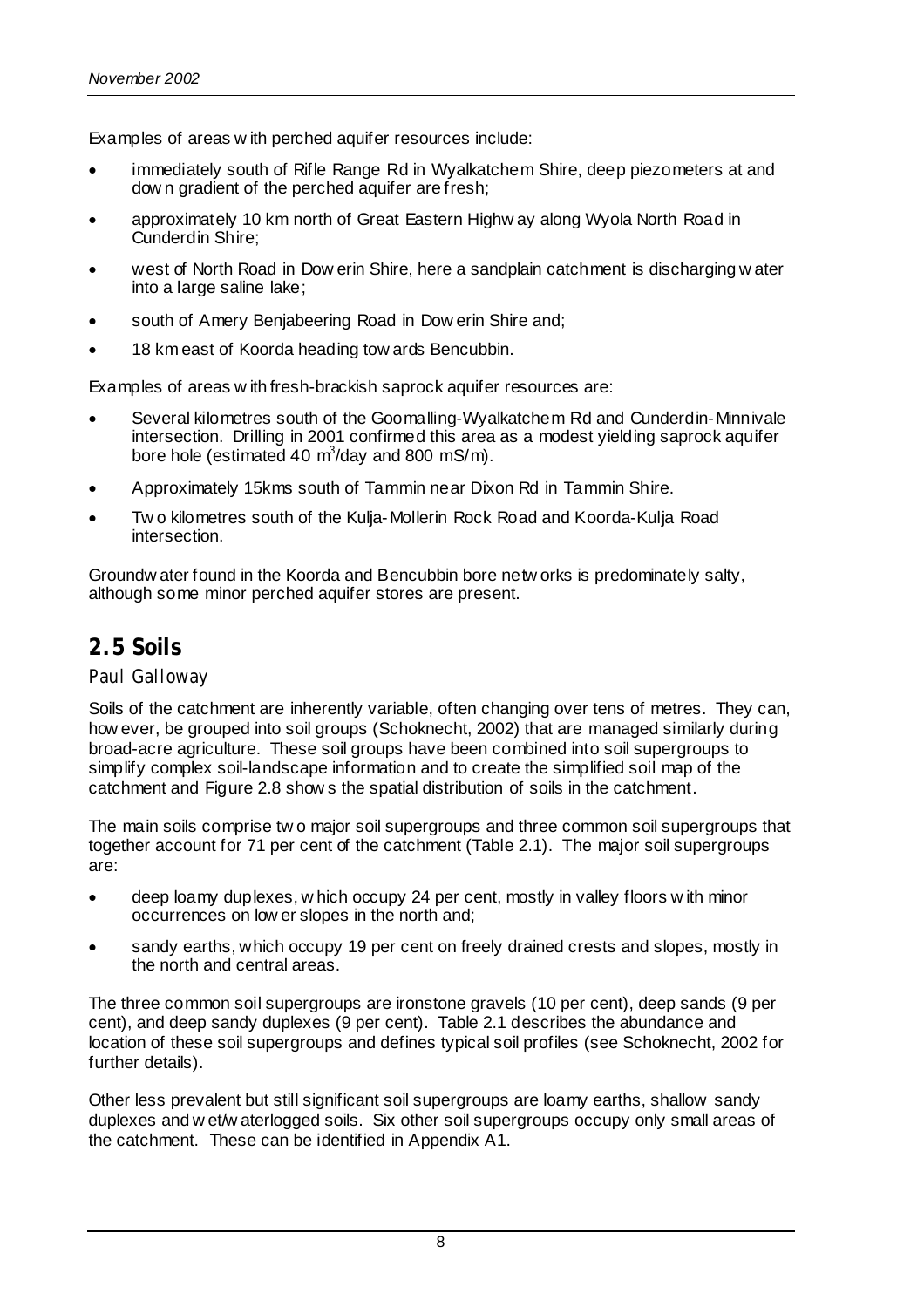Examples of areas with perched aquifer resources include:

- immediately south of Rifle Range Rd in Wyalkatchem Shire, deep piezometers at and down gradient of the perched aquifer are fresh;
- approximately 10 km north of Great Eastern Highway along Wyola North Road in Cunderdin Shire;
- west of North Road in Dowerin Shire, here a sandplain catchment is discharging water into a large saline lake;
- south of Amery Benjabeering Road in Dowerin Shire and;
- 18 km east of Koorda heading towards Bencubbin.

Examples of areas with fresh-brackish saprock aquifer resources are:

- Several kilometres south of the Goomalling-Wyalkatchem Rd and Cunderdin-Minnivale intersection. Drilling in 2001 confirmed this area as a modest yielding saprock aquifer bore hole (estimated 40 $m^3$/day and 800 mS/m).
- Approximately 15kms south of Tammin near Dixon Rd in Tammin Shire.
- Two kilometres south of the Kulja-Mollerin Rock Road and Koorda-Kulja Road intersection.

Groundwater found in the Koorda and Bencubbin bore networks is predominately salty, although some minor perched aquifer stores are present.

## 2.5 Soils

Paul Galloway

Soils of the catchment are inherently variable, often changing over tens of metres. They can, however, be grouped into soil groups (Schoknecht, 2002) that are managed similarly during broad-acre agriculture. These soil groups have been combined into soil supergroups to simplify complex soil-landscape information and to create the simplified soil map of the catchment and Figure 2.8 shows the spatial distribution of soils in the catchment.

The main soils comprise two major soil supergroups and three common soil supergroups that together account for 71 per cent of the catchment (Table 2.1). The major soil supergroups are:

- deep loamy duplexes, which occupy 24 per cent, mostly in valley floors with minor occurrences on lower slopes in the north and;
- sandy earths, which occupy 19 per cent on freely drained crests and slopes, mostly in the north and central areas.

The three common soil supergroups are ironstone gravels (10 per cent), deep sands (9 per cent), and deep sandy duplexes (9 per cent). Table 2.1 describes the abundance and location of these soil supergroups and defines typical soil profiles (see Schoknecht, 2002 for further details).

Other less prevalent but still significant soil supergroups are loamy earths, shallow sandy duplexes and wet/waterlogged soils. Six other soil supergroups occupy only small areas of the catchment. These can be identified in Appendix A1.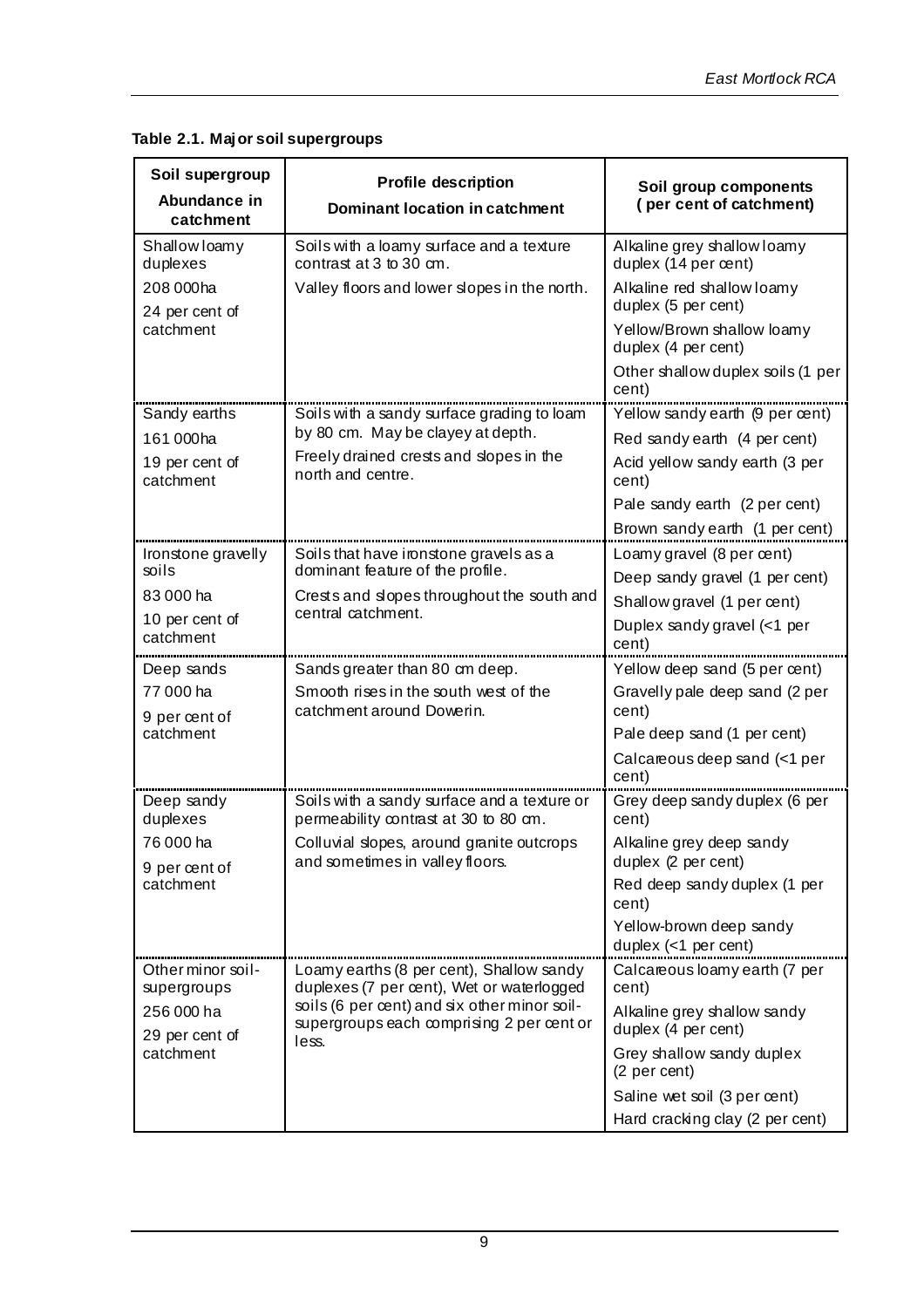**Table 2.1. Major soil supergroups**

| Soil supergroup<br>**Abundance in catchment** | **Profile description**<br>**Dominant location in catchment** | **Soil group components (per cent of catchment)** |
|---|---|---|
| Shallow loamy duplexes<br>208 000ha<br>24 per cent of catchment | Soils with a loamy surface and a texture contrast at 3 to 30 cm.<br>Valley floors and lower slopes in the north. | Alkaline grey shallow loamy duplex (14 per cent)<br>Alkaline red shallow loamy duplex (5 per cent)<br>Yellow/Brown shallow loamy duplex (4 per cent)<br>Other shallow duplex soils (1 per cent) |
| Sandy earths<br>161 000ha<br>19 per cent of catchment | Soils with a sandy surface grading to loam by 80 cm. May be clayey at depth.<br>Freely drained crests and slopes in the north and centre. | Yellow sandy earth (9 per cent)<br>Red sandy earth (4 per cent)<br>Acid yellow sandy earth (3 per cent)<br>Pale sandy earth (2 per cent)<br>Brown sandy earth (1 per cent) |
| Ironstone gravelly soils<br>83 000 ha<br>10 per cent of catchment | Soils that have ironstone gravels as a dominant feature of the profile.<br>Crests and slopes throughout the south and central catchment. | Loamy gravel (8 per cent)<br>Deep sandy gravel (1 per cent)<br>Shallow gravel (1 per cent)<br>Duplex sandy gravel (<1 per cent) |
| Deep sands<br>77 000 ha<br>9 per cent of catchment | Sands greater than 80 cm deep.<br>Smooth rises in the south west of the catchment around Dowerin. | Yellow deep sand (5 per cent)<br>Gravelly pale deep sand (2 per cent)<br>Pale deep sand (1 per cent)<br>Calcareous deep sand (<1 per cent) |
| Deep sandy duplexes<br>76 000 ha<br>9 per cent of catchment | Soils with a sandy surface and a texture or permeability contrast at 30 to 80 cm.<br>Colluvial slopes, around granite outcrops and sometimes in valley floors. | Grey deep sandy duplex (6 per cent)<br>Alkaline grey deep sandy duplex (2 per cent)<br>Red deep sandy duplex (1 per cent)<br>Yellow-brown deep sandy duplex (<1 per cent) |
| Other minor soil-supergroups<br>256 000 ha<br>29 per cent of catchment | Loamy earths (8 per cent), Shallow sandy duplexes (7 per cent), Wet or waterlogged soils (6 per cent) and six other minor soil-supergroups each comprising 2 per cent or less. | Calcareous loamy earth (7 per cent)<br>Alkaline grey shallow sandy duplex (4 per cent)<br>Grey shallow sandy duplex (2 per cent)<br>Saline wet soil (3 per cent)<br>Hard cracking clay (2 per cent) |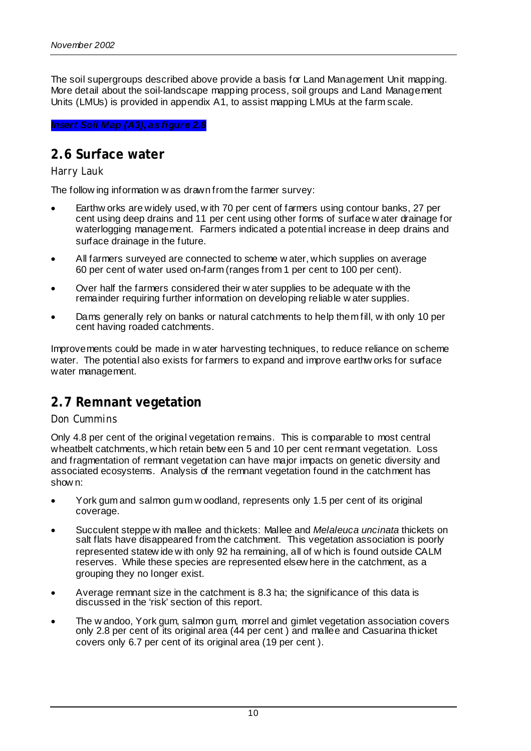The soil supergroups described above provide a basis for Land Management Unit mapping. More detail about the soil-landscape mapping process, soil groups and Land Management Units (LMUs) is provided in appendix A1, to assist mapping LMUs at the farm scale.

***Insert Soil Map (A3), as figure 2.8***

## 2.6 Surface water

Harry Lauk

The following information was drawn from the farmer survey:

- Earthworks are widely used, with 70 per cent of farmers using contour banks, 27 per cent using deep drains and 11 per cent using other forms of surface water drainage for waterlogging management. Farmers indicated a potential increase in deep drains and surface drainage in the future.
- All farmers surveyed are connected to scheme water, which supplies on average 60 per cent of water used on-farm (ranges from 1 per cent to 100 per cent).
- Over half the farmers considered their water supplies to be adequate with the remainder requiring further information on developing reliable water supplies.
- Dams generally rely on banks or natural catchments to help them fill, with only 10 per cent having roaded catchments.

Improvements could be made in water harvesting techniques, to reduce reliance on scheme water. The potential also exists for farmers to expand and improve earthworks for surface water management.

## 2.7 Remnant vegetation

Don Cummins

Only 4.8 per cent of the original vegetation remains. This is comparable to most central wheatbelt catchments, which retain between 5 and 10 per cent remnant vegetation. Loss and fragmentation of remnant vegetation can have major impacts on genetic diversity and associated ecosystems. Analysis of the remnant vegetation found in the catchment has shown:

- York gum and salmon gum woodland, represents only 1.5 per cent of its original coverage.
- Succulent steppe with mallee and thickets: Mallee and *Melaleuca uncinata* thickets on salt flats have disappeared from the catchment. This vegetation association is poorly represented statewide with only 92 ha remaining, all of which is found outside CALM reserves. While these species are represented elsewhere in the catchment, as a grouping they no longer exist.
- Average remnant size in the catchment is 8.3 ha; the significance of this data is discussed in the 'risk' section of this report.
- The wandoo, York gum, salmon gum, morrel and gimlet vegetation association covers only 2.8 per cent of its original area (44 per cent ) and mallee and Casuarina thicket covers only 6.7 per cent of its original area (19 per cent ).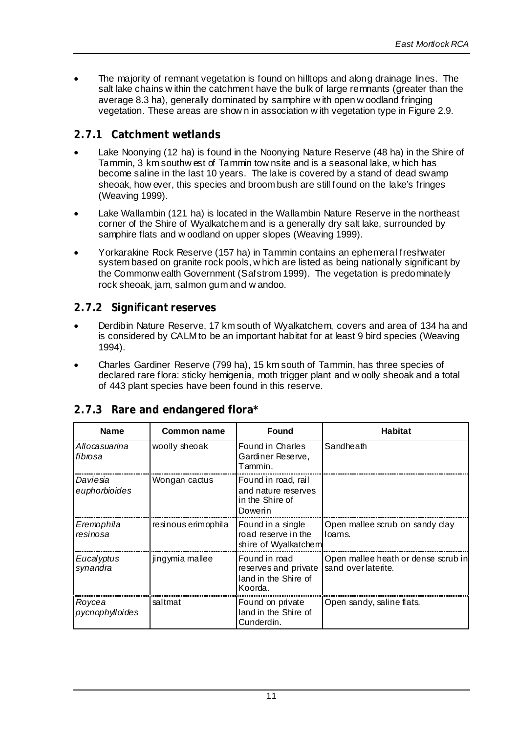- The majority of remnant vegetation is found on hilltops and along drainage lines. The salt lake chains within the catchment have the bulk of large remnants (greater than the average 8.3 ha), generally dominated by samphire with open woodland fringing vegetation. These areas are shown in association with vegetation type in Figure 2.9.

### 2.7.1 Catchment wetlands

- Lake Noonying (12 ha) is found in the Noonying Nature Reserve (48 ha) in the Shire of Tammin, 3 km southwest of Tammin townsite and is a seasonal lake, which has become saline in the last 10 years. The lake is covered by a stand of dead swamp sheoak, however, this species and broom bush are still found on the lake's fringes (Weaving 1999).
- Lake Wallambin (121 ha) is located in the Wallambin Nature Reserve in the northeast corner of the Shire of Wyalkatchem and is a generally dry salt lake, surrounded by samphire flats and woodland on upper slopes (Weaving 1999).
- Yorkarakine Rock Reserve (157 ha) in Tammin contains an ephemeral freshwater system based on granite rock pools, which are listed as being nationally significant by the Commonwealth Government (Safstrom 1999). The vegetation is predominately rock sheoak, jam, salmon gum and wandoo.

### 2.7.2 Significant reserves

- Derdibin Nature Reserve, 17 km south of Wyalkatchem, covers and area of 134 ha and is considered by CALM to be an important habitat for at least 9 bird species (Weaving 1994).
- Charles Gardiner Reserve (799 ha), 15 km south of Tammin, has three species of declared rare flora: sticky hemigenia, moth trigger plant and woolly sheoak and a total of 443 plant species have been found in this reserve.

### 2.7.3 Rare and endangered flora*

| Name | Common name | Found | Habitat |
|---|---|---|---|
| *Allocasuarina fibrosa* | woolly sheoak | Found in Charles Gardiner Reserve, Tammin. | Sandheath |
| *Daviesia euphorbioides* | Wongan cactus | Found in road, rail and nature reserves in the Shire of Dowerin | |
| *Eremophila resinosa* | resinous erimophila | Found in a single road reserve in the shire of Wyalkatchem | Open mallee scrub on sandy clay loams. |
| *Eucalyptus synandra* | jingymia mallee | Found in road reserves and private land in the Shire of Koorda. | Open mallee heath or dense scrub in sand over laterite. |
| *Roycea pycnophylloides* | saltmat | Found on private land in the Shire of Cunderdin. | Open sandy, saline flats. |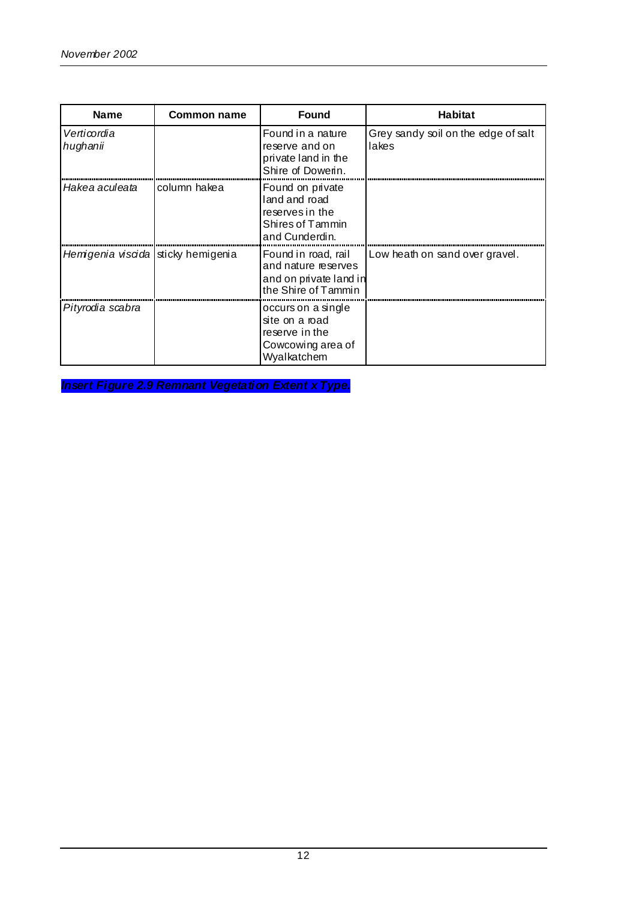| Name | Common name | Found | Habitat |
|---|---|---|---|
| *Verticordia hughanii* | | Found in a nature reserve and on private land in the Shire of Dowerin. | Grey sandy soil on the edge of salt lakes |
| *Hakea aculeata* | column hakea | Found on private land and road reserves in the Shires of Tammin and Cunderdin. | |
| *Hemigenia viscida* | sticky hemigenia | Found in road, rail and nature reserves and on private land in the Shire of Tammin | Low heath on sand over gravel. |
| *Pityrodia scabra* | | occurs on a single site on a road reserve in the Cowcowing area of Wyalkatchem | |

***Insert Figure 2.9 Remnant Vegetation Extent x Type.***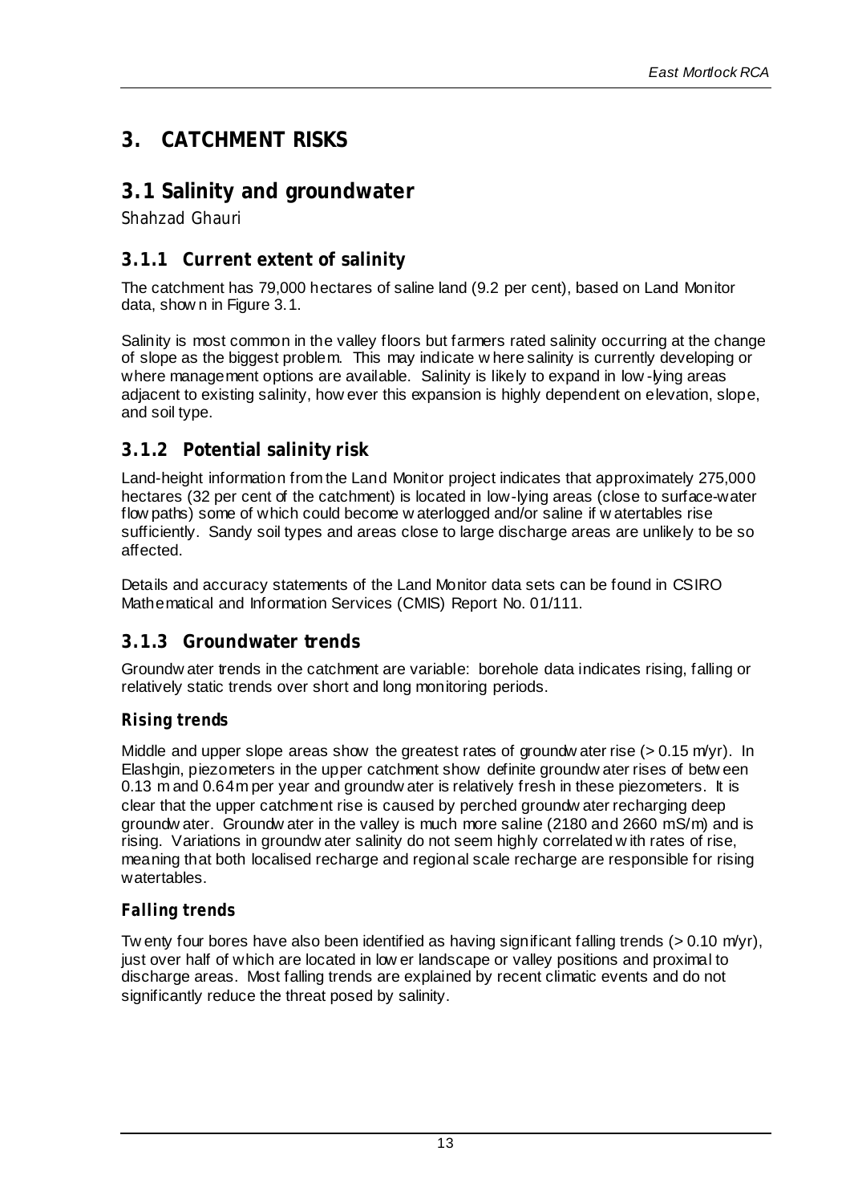# 3. CATCHMENT RISKS

## 3.1 Salinity and groundwater

*Shahzad Ghauri*

### 3.1.1 Current extent of salinity

The catchment has 79,000 hectares of saline land (9.2 per cent), based on Land Monitor data, shown in Figure 3.1.

Salinity is most common in the valley floors but farmers rated salinity occurring at the change of slope as the biggest problem. This may indicate where salinity is currently developing or where management options are available. Salinity is likely to expand in low-lying areas adjacent to existing salinity, however this expansion is highly dependent on elevation, slope, and soil type.

### 3.1.2 Potential salinity risk

Land-height information from the Land Monitor project indicates that approximately 275,000 hectares (32 per cent of the catchment) is located in low-lying areas (close to surface-water flow paths) some of which could become waterlogged and/or saline if watertables rise sufficiently. Sandy soil types and areas close to large discharge areas are unlikely to be so affected.

Details and accuracy statements of the Land Monitor data sets can be found in CSIRO Mathematical and Information Services (CMIS) Report No. 01/111.

### 3.1.3 Groundwater trends

Groundwater trends in the catchment are variable: borehole data indicates rising, falling or relatively static trends over short and long monitoring periods.

#### Rising trends

Middle and upper slope areas show the greatest rates of groundwater rise (> 0.15 m/yr). In Elashgin, piezometers in the upper catchment show definite groundwater rises of between 0.13 m and 0.64 m per year and groundwater is relatively fresh in these piezometers. It is clear that the upper catchment rise is caused by perched groundwater recharging deep groundwater. Groundwater in the valley is much more saline (2180 and 2660 mS/m) and is rising. Variations in groundwater salinity do not seem highly correlated with rates of rise, meaning that both localised recharge and regional scale recharge are responsible for rising watertables.

#### Falling trends

Twenty four bores have also been identified as having significant falling trends (> 0.10 m/yr), just over half of which are located in lower landscape or valley positions and proximal to discharge areas. Most falling trends are explained by recent climatic events and do not significantly reduce the threat posed by salinity.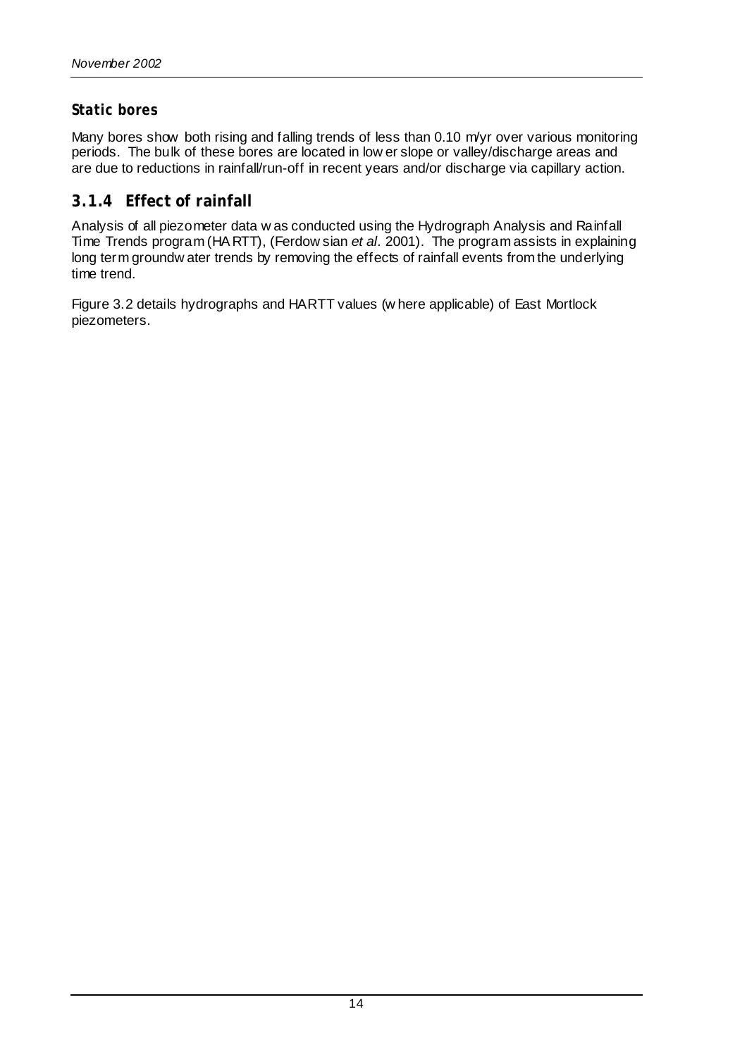**Static bores**

Many bores show both rising and falling trends of less than 0.10 m/yr over various monitoring periods. The bulk of these bores are located in lower slope or valley/discharge areas and are due to reductions in rainfall/run-off in recent years and/or discharge via capillary action.

### 3.1.4 Effect of rainfall

Analysis of all piezometer data was conducted using the Hydrograph Analysis and Rainfall Time Trends program (HARTT), (Ferdowsian *et al*. 2001). The program assists in explaining long term groundwater trends by removing the effects of rainfall events from the underlying time trend.

Figure 3.2 details hydrographs and HARTT values (where applicable) of East Mortlock piezometers.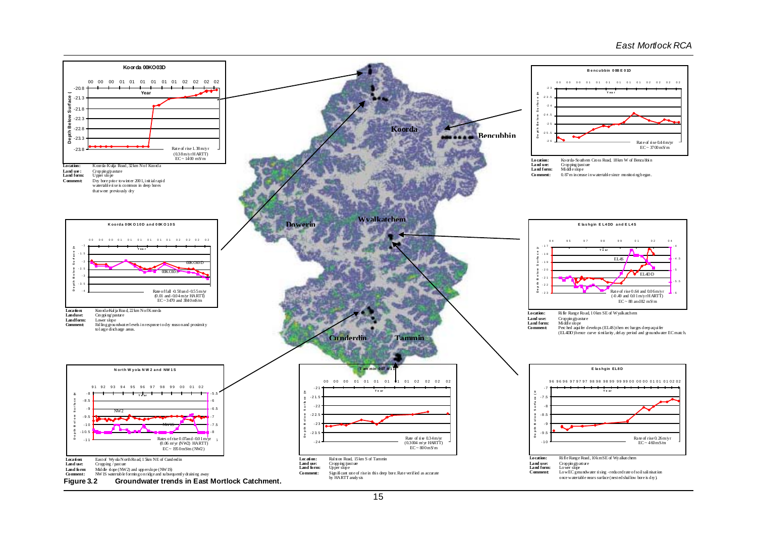**Koorda 00KO03D**

Rate of rise 1.38m/yr (0.38m/yr HARTT) EC ~ 1400 mS/m

**Location:** Koorda-Kulja Road, 32km N of Koorda
**Land use:** Cropping/pasture
**Land form:** Upper slope
**Comment:** Dry bore prior to winter 2001, initial rapid watertable rise is common in deep bores that were previously dry

**Bencubbin 00BE01D**

Rate of rise 0.44m/yr EC ~ 3700mS/m

**Location:** Koorda-Southern Cross Road, 18km W of Bencubbin
**Land use:** Cropping/pasture
**Land form:** Middle slope
**Comment:** 0.87m increase in watertable since monitoring began.

**Koorda 00KO10D and 00KO10S**

Rate of fall -0.50 and -0.55m/yr (0.01 and -0.04m/yr HARTT) EC ~ 3470 and 3840mS/m

**Location:** Koorda-Kulja Road, 22km N of Koorda
**Land use:** Cropping/pasture
**Land form:** Lower slope
**Comment:** Falling groundwater levels in response to dry season and proximity to large discharge areas.

**Elashgin EL4DD and EL4S**

Rate of rise 0.64 and 0.06m/yr (-0.49 and 0.01m/yr HARTT) EC ~ 88 and 82 mS/m

**Location:** Rifle Range Road, 10km SE of Wyalkatchem
**Land use:** Cropping/pasture
**Land form:** Middle slope
**Comment:** Perched aquifer develops (EL4S) then recharges deep aquifer (EL4DD) hence curve similarity, delay period and groundwater EC match.

**North Wyola NW2 and NW1S**

Rates of rise 0.07 and -0.01m/yr (0.06 m/yr (NW2) HARTT) EC ~ 1950mS/m (NW2)

**Location:** East of Wyola North Road, 15km NE of Cunderdin
**Land use:** Cropping / pasture
**Land form:** Middle slope (NW2) and upper slope (NW1S)
**Comment:** NW1S watertable forming on ridge and subsequently draining away

**Tammin 00TM11**

Rate of rise 0.34m/yr (0.3004 m/yr HARTT) EC ~ 800mS/m

**Location:** Ralston Road, 15km S of Tammin
**Land use:** Cropping/pasture
**Land form:** Upper slope
**Comment:** Significant rate of rise in this deep bore. Rate verified as accurate by HARTT analysis

**Elashgin EL8D**

Rate of rise 0.26m/yr EC ~ 460mS/m

**Location:** Rifle Range Road, 10km SE of Wyalkatchem
**Land use:** Cropping/pasture
**Land form:** Lower slope
**Comment:** Low EC groundwater rising - reduced rate of soil salinisation once watertable nears surface (nested shallow bore is dry).

**Figure 3.2 Groundwater trends in East Mortlock Catchment.**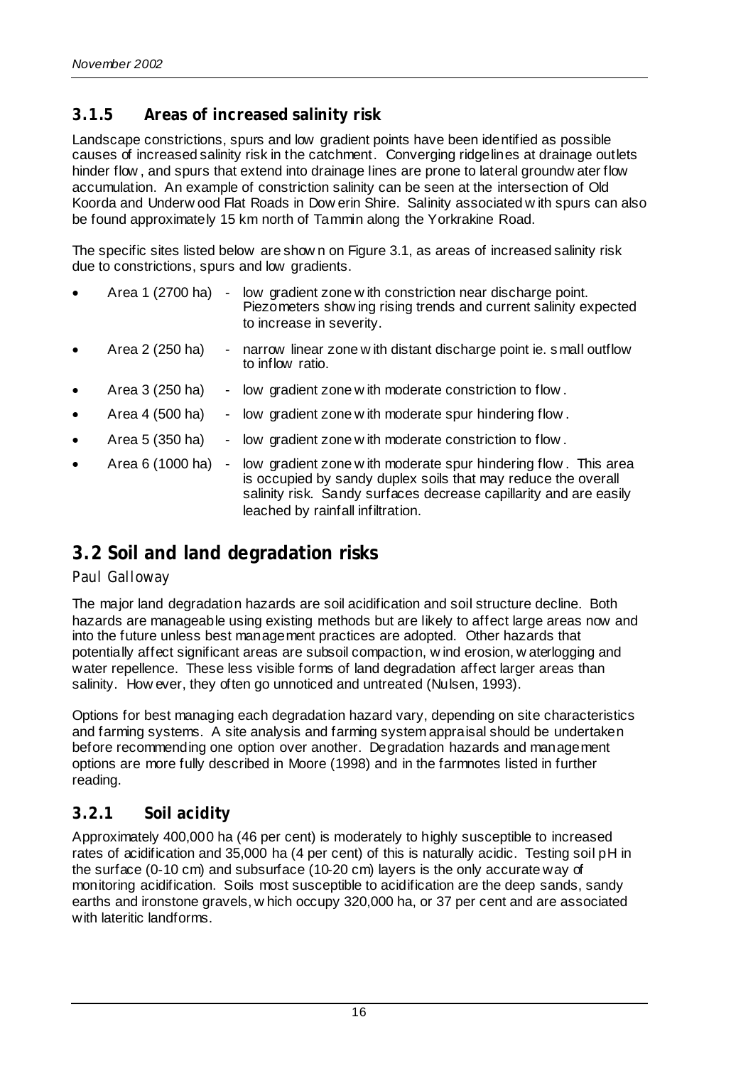### 3.1.5 Areas of increased salinity risk

Landscape constrictions, spurs and low gradient points have been identified as possible causes of increased salinity risk in the catchment. Converging ridgelines at drainage outlets hinder flow, and spurs that extend into drainage lines are prone to lateral groundwater flow accumulation. An example of constriction salinity can be seen at the intersection of Old Koorda and Underwood Flat Roads in Dowerin Shire. Salinity associated with spurs can also be found approximately 15 km north of Tammin along the Yorkrakine Road.

The specific sites listed below are shown on Figure 3.1, as areas of increased salinity risk due to constrictions, spurs and low gradients.

- Area 1 (2700 ha) - low gradient zone with constriction near discharge point. Piezometers showing rising trends and current salinity expected to increase in severity.
- Area 2 (250 ha) - narrow linear zone with distant discharge point ie. small outflow to inflow ratio.
- Area 3 (250 ha) - low gradient zone with moderate constriction to flow.
- Area 4 (500 ha) - low gradient zone with moderate spur hindering flow.
- Area 5 (350 ha) - low gradient zone with moderate constriction to flow.
- Area 6 (1000 ha) - low gradient zone with moderate spur hindering flow. This area is occupied by sandy duplex soils that may reduce the overall salinity risk. Sandy surfaces decrease capillarity and are easily leached by rainfall infiltration.

## 3.2 Soil and land degradation risks

*Paul Galloway*

The major land degradation hazards are soil acidification and soil structure decline. Both hazards are manageable using existing methods but are likely to affect large areas now and into the future unless best management practices are adopted. Other hazards that potentially affect significant areas are subsoil compaction, wind erosion, waterlogging and water repellence. These less visible forms of land degradation affect larger areas than salinity. However, they often go unnoticed and untreated (Nulsen, 1993).

Options for best managing each degradation hazard vary, depending on site characteristics and farming systems. A site analysis and farming system appraisal should be undertaken before recommending one option over another. Degradation hazards and management options are more fully described in Moore (1998) and in the farmnotes listed in further reading.

### 3.2.1 Soil acidity

Approximately 400,000 ha (46 per cent) is moderately to highly susceptible to increased rates of acidification and 35,000 ha (4 per cent) of this is naturally acidic. Testing soil pH in the surface (0-10 cm) and subsurface (10-20 cm) layers is the only accurate way of monitoring acidification. Soils most susceptible to acidification are the deep sands, sandy earths and ironstone gravels, which occupy 320,000 ha, or 37 per cent and are associated with lateritic landforms.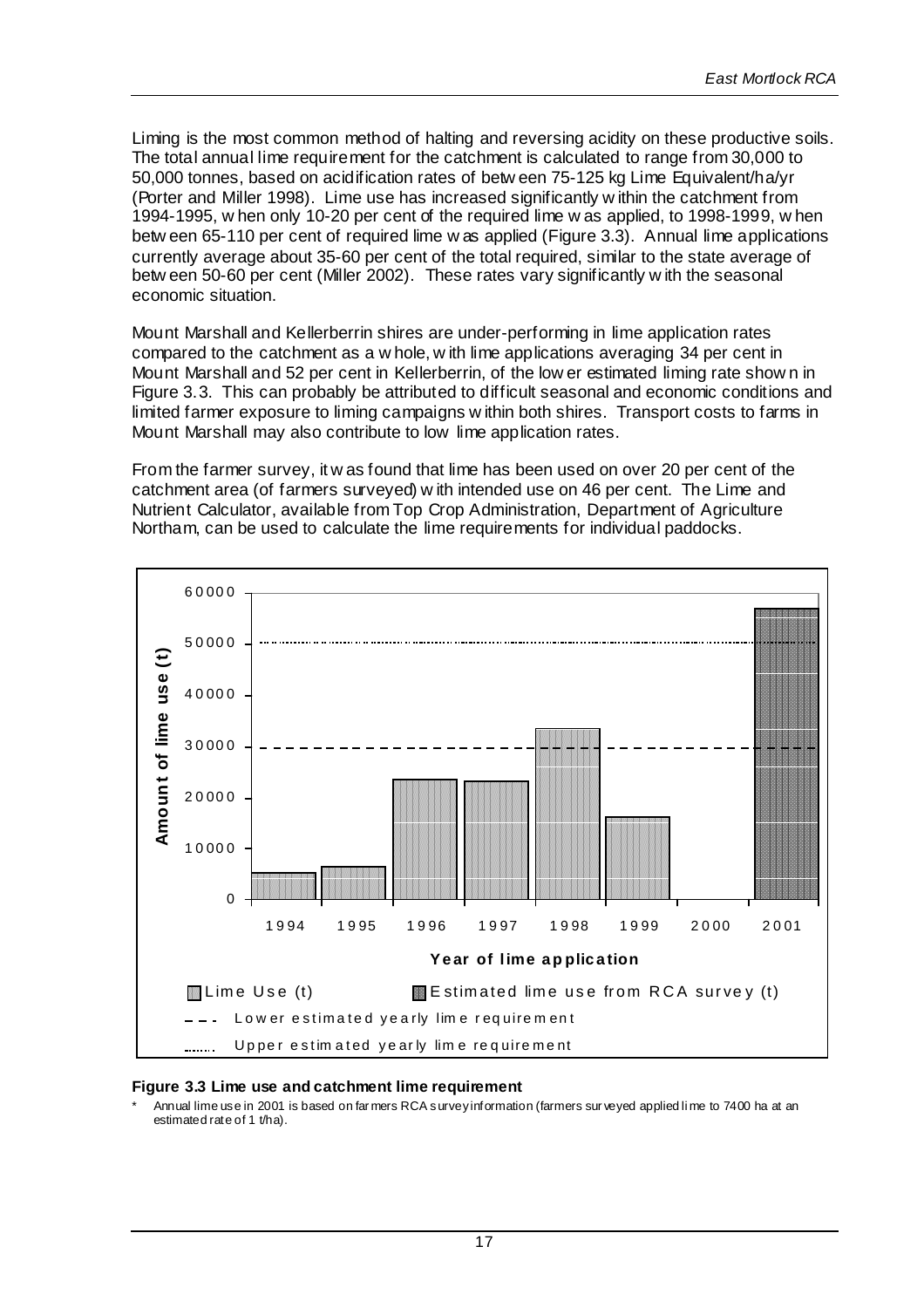Liming is the most common method of halting and reversing acidity on these productive soils. The total annual lime requirement for the catchment is calculated to range from 30,000 to 50,000 tonnes, based on acidification rates of between 75-125 kg Lime Equivalent/ha/yr (Porter and Miller 1998). Lime use has increased significantly within the catchment from 1994-1995, when only 10-20 per cent of the required lime was applied, to 1998-1999, when between 65-110 per cent of required lime was applied (Figure 3.3). Annual lime applications currently average about 35-60 per cent of the total required, similar to the state average of between 50-60 per cent (Miller 2002). These rates vary significantly with the seasonal economic situation.

Mount Marshall and Kellerberrin shires are under-performing in lime application rates compared to the catchment as a whole, with lime applications averaging 34 per cent in Mount Marshall and 52 per cent in Kellerberrin, of the lower estimated liming rate shown in Figure 3.3. This can probably be attributed to difficult seasonal and economic conditions and limited farmer exposure to liming campaigns within both shires. Transport costs to farms in Mount Marshall may also contribute to low lime application rates.

From the farmer survey, it was found that lime has been used on over 20 per cent of the catchment area (of farmers surveyed) with intended use on 46 per cent. The Lime and Nutrient Calculator, available from Top Crop Administration, Department of Agriculture Northam, can be used to calculate the lime requirements for individual paddocks.

**Figure 3.3 Lime use and catchment lime requirement**

\* Annual lime use in 2001 is based on farmers RCA survey information (farmers surveyed applied lime to 7400 ha at an estimated rate of 1 t/ha).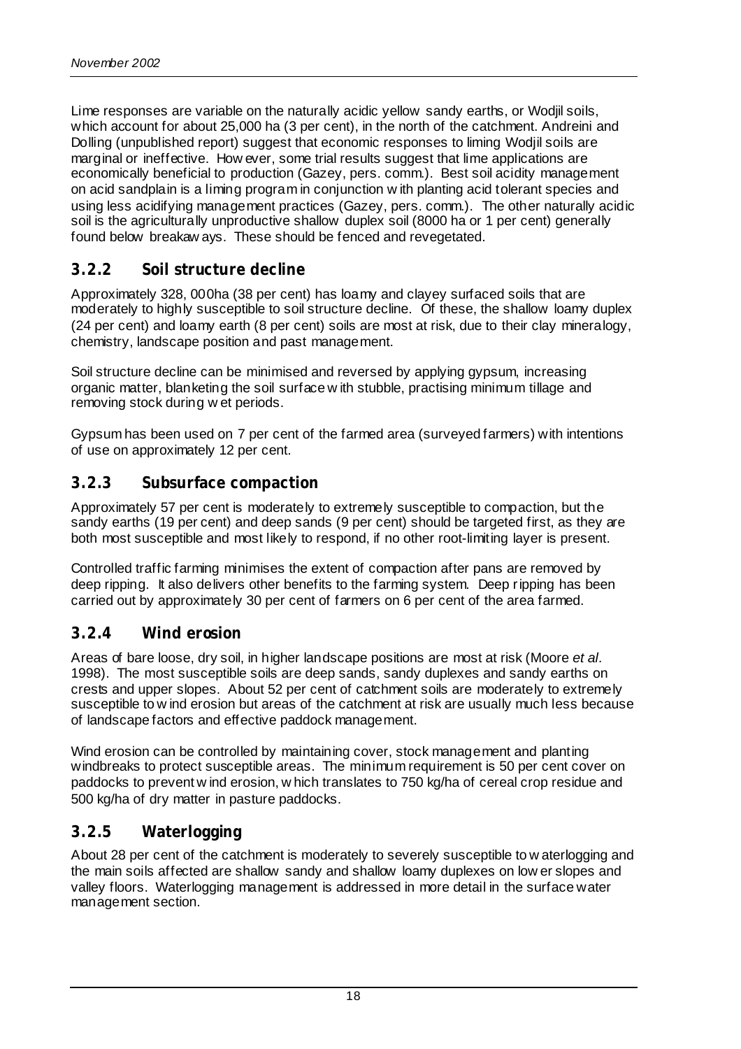Lime responses are variable on the naturally acidic yellow sandy earths, or Wodjil soils, which account for about 25,000 ha (3 per cent), in the north of the catchment. Andreini and Dolling (unpublished report) suggest that economic responses to liming Wodjil soils are marginal or ineffective. However, some trial results suggest that lime applications are economically beneficial to production (Gazey, pers. comm.). Best soil acidity management on acid sandplain is a liming program in conjunction with planting acid tolerant species and using less acidifying management practices (Gazey, pers. comm.). The other naturally acidic soil is the agriculturally unproductive shallow duplex soil (8000 ha or 1 per cent) generally found below breakaways. These should be fenced and revegetated.

### 3.2.2 Soil structure decline

Approximately 328, 000ha (38 per cent) has loamy and clayey surfaced soils that are moderately to highly susceptible to soil structure decline. Of these, the shallow loamy duplex (24 per cent) and loamy earth (8 per cent) soils are most at risk, due to their clay mineralogy, chemistry, landscape position and past management.

Soil structure decline can be minimised and reversed by applying gypsum, increasing organic matter, blanketing the soil surface with stubble, practising minimum tillage and removing stock during wet periods.

Gypsum has been used on 7 per cent of the farmed area (surveyed farmers) with intentions of use on approximately 12 per cent.

### 3.2.3 Subsurface compaction

Approximately 57 per cent is moderately to extremely susceptible to compaction, but the sandy earths (19 per cent) and deep sands (9 per cent) should be targeted first, as they are both most susceptible and most likely to respond, if no other root-limiting layer is present.

Controlled traffic farming minimises the extent of compaction after pans are removed by deep ripping. It also delivers other benefits to the farming system. Deep ripping has been carried out by approximately 30 per cent of farmers on 6 per cent of the area farmed.

### 3.2.4 Wind erosion

Areas of bare loose, dry soil, in higher landscape positions are most at risk (Moore *et al.* 1998). The most susceptible soils are deep sands, sandy duplexes and sandy earths on crests and upper slopes. About 52 per cent of catchment soils are moderately to extremely susceptible to wind erosion but areas of the catchment at risk are usually much less because of landscape factors and effective paddock management.

Wind erosion can be controlled by maintaining cover, stock management and planting windbreaks to protect susceptible areas. The minimum requirement is 50 per cent cover on paddocks to prevent wind erosion, which translates to 750 kg/ha of cereal crop residue and 500 kg/ha of dry matter in pasture paddocks.

### 3.2.5 Waterlogging

About 28 per cent of the catchment is moderately to severely susceptible to waterlogging and the main soils affected are shallow sandy and shallow loamy duplexes on lower slopes and valley floors. Waterlogging management is addressed in more detail in the surface water management section.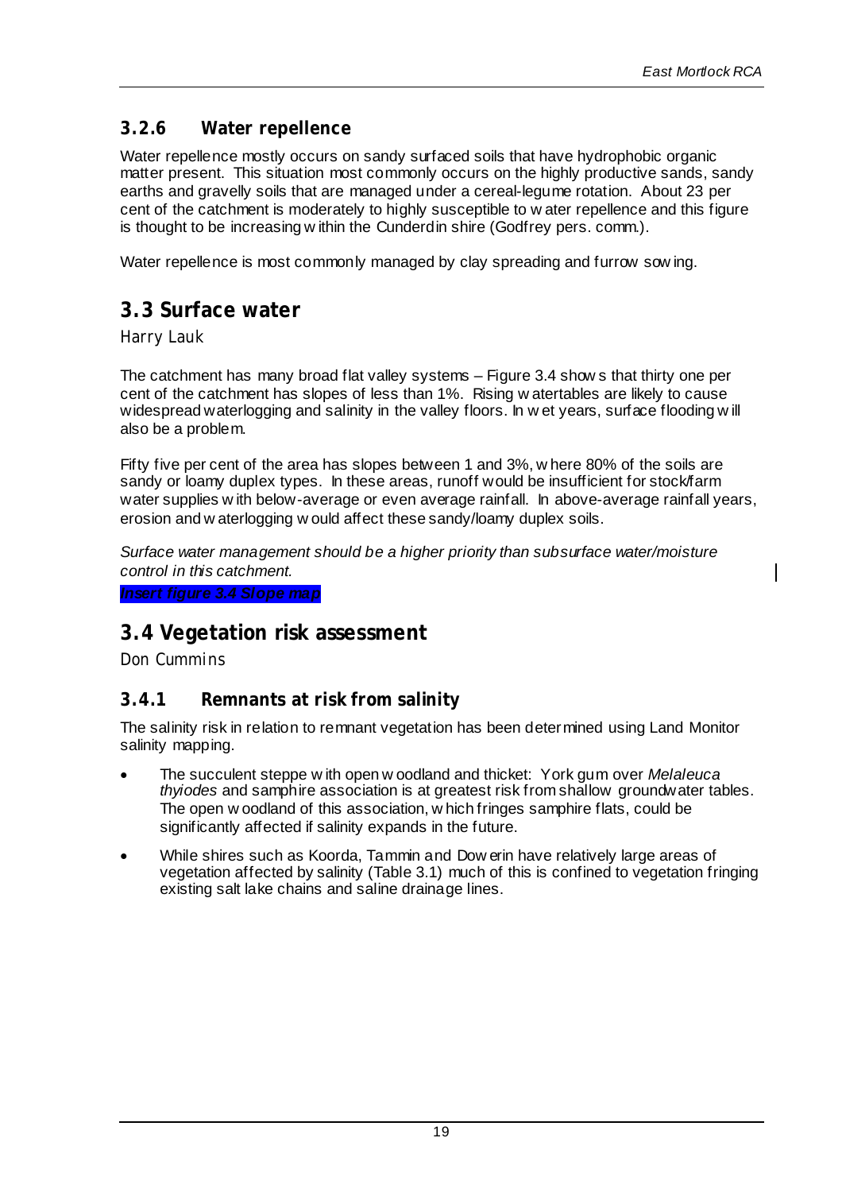### 3.2.6 Water repellence

Water repellence mostly occurs on sandy surfaced soils that have hydrophobic organic matter present. This situation most commonly occurs on the highly productive sands, sandy earths and gravelly soils that are managed under a cereal-legume rotation. About 23 per cent of the catchment is moderately to highly susceptible to water repellence and this figure is thought to be increasing within the Cunderdin shire (Godfrey pers. comm.).

Water repellence is most commonly managed by clay spreading and furrow sowing.

## 3.3 Surface water

Harry Lauk

The catchment has many broad flat valley systems – Figure 3.4 shows that thirty one per cent of the catchment has slopes of less than 1%. Rising watertables are likely to cause widespread waterlogging and salinity in the valley floors. In wet years, surface flooding will also be a problem.

Fifty five per cent of the area has slopes between 1 and 3%, where 80% of the soils are sandy or loamy duplex types. In these areas, runoff would be insufficient for stock/farm water supplies with below-average or even average rainfall. In above-average rainfall years, erosion and waterlogging would affect these sandy/loamy duplex soils.

*Surface water management should be a higher priority than subsurface water/moisture control in this catchment.*

***Insert figure 3.4 Slope map***

## 3.4 Vegetation risk assessment

Don Cummins

### 3.4.1 Remnants at risk from salinity

The salinity risk in relation to remnant vegetation has been determined using Land Monitor salinity mapping.

- The succulent steppe with open woodland and thicket: York gum over *Melaleuca thyiodes* and samphire association is at greatest risk from shallow groundwater tables. The open woodland of this association, which fringes samphire flats, could be significantly affected if salinity expands in the future.
- While shires such as Koorda, Tammin and Dowerin have relatively large areas of vegetation affected by salinity (Table 3.1) much of this is confined to vegetation fringing existing salt lake chains and saline drainage lines.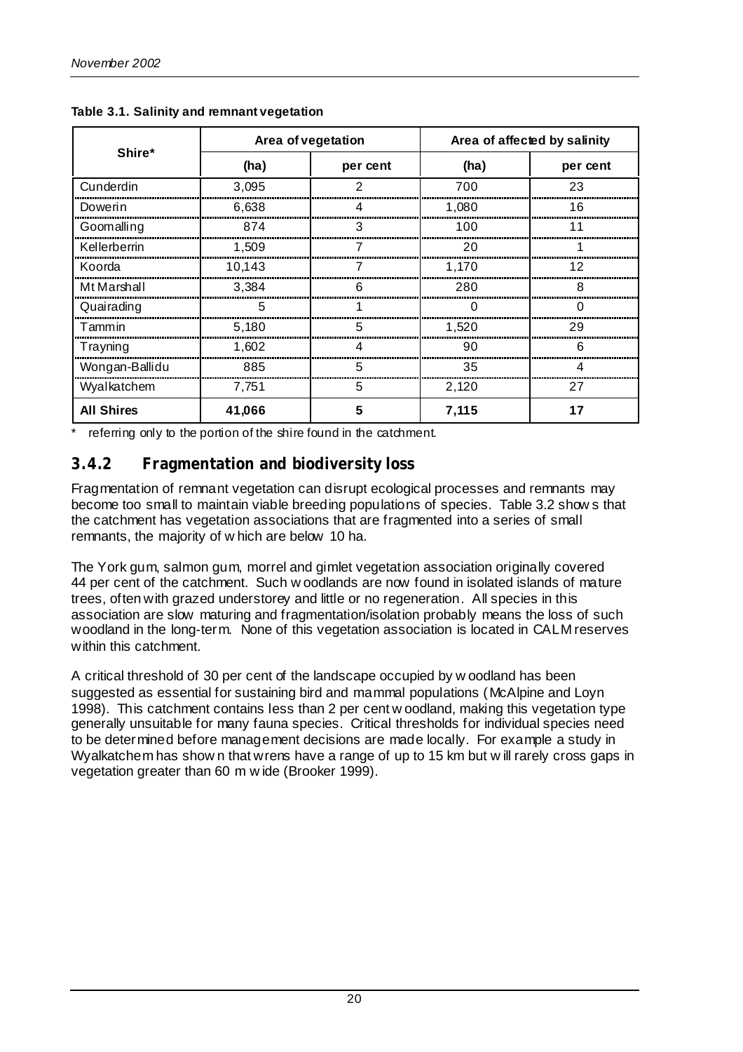**Table 3.1. Salinity and remnant vegetation**

| Shire* | Area of vegetation | | Area of affected by salinity | |
|---|---|---|---|---|
| | (ha) | per cent | (ha) | per cent |
| Cunderdin | 3,095 | 2 | 700 | 23 |
| Dowerin | 6,638 | 4 | 1,080 | 16 |
| Goomalling | 874 | 3 | 100 | 11 |
| Kellerberrin | 1,509 | 7 | 20 | 1 |
| Koorda | 10,143 | 7 | 1,170 | 12 |
| Mt Marshall | 3,384 | 6 | 280 | 8 |
| Quairading | 5 | 1 | 0 | 0 |
| Tammin | 5,180 | 5 | 1,520 | 29 |
| Trayning | 1,602 | 4 | 90 | 6 |
| Wongan-Ballidu | 885 | 5 | 35 | 4 |
| Wyalkatchem | 7,751 | 5 | 2,120 | 27 |
| **All Shires** | **41,066** | **5** | **7,115** | **17** |

\* referring only to the portion of the shire found in the catchment.

### 3.4.2 Fragmentation and biodiversity loss

Fragmentation of remnant vegetation can disrupt ecological processes and remnants may become too small to maintain viable breeding populations of species. Table 3.2 shows that the catchment has vegetation associations that are fragmented into a series of small remnants, the majority of which are below 10 ha.

The York gum, salmon gum, morrel and gimlet vegetation association originally covered 44 per cent of the catchment. Such woodlands are now found in isolated islands of mature trees, often with grazed understorey and little or no regeneration. All species in this association are slow maturing and fragmentation/isolation probably means the loss of such woodland in the long-term. None of this vegetation association is located in CALM reserves within this catchment.

A critical threshold of 30 per cent of the landscape occupied by woodland has been suggested as essential for sustaining bird and mammal populations (McAlpine and Loyn 1998). This catchment contains less than 2 per cent woodland, making this vegetation type generally unsuitable for many fauna species. Critical thresholds for individual species need to be determined before management decisions are made locally. For example a study in Wyalkatchem has shown that wrens have a range of up to 15 km but will rarely cross gaps in vegetation greater than 60 m wide (Brooker 1999).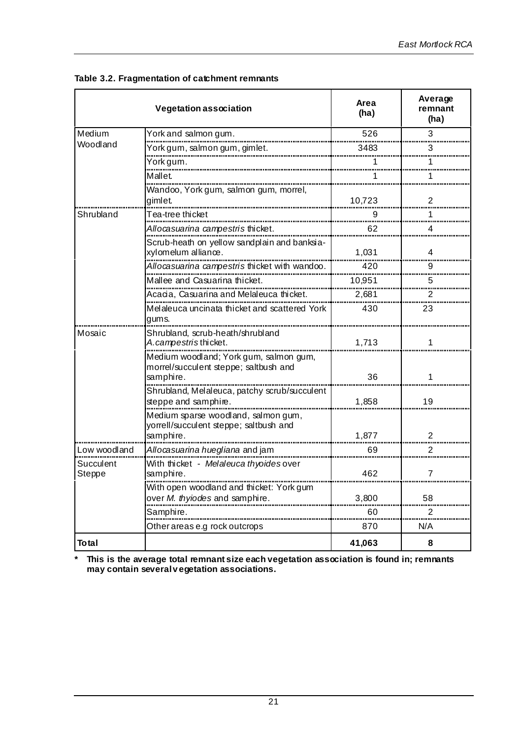**Table 3.2. Fragmentation of catchment remnants**

| Vegetation association | | Area (ha) | Average remnant (ha) |
|---|---|---|---|
| Medium Woodland | York and salmon gum. | 526 | 3 |
| | York gum, salmon gum, gimlet. | 3483 | 3 |
| | York gum. | 1 | 1 |
| | Mallet. | 1 | 1 |
| | Wandoo, York gum, salmon gum, morrel, gimlet. | 10,723 | 2 |
| Shrubland | Tea-tree thicket | 9 | 1 |
| | *Allocasuarina campestris* thicket. | 62 | 4 |
| | Scrub-heath on yellow sandplain and banksia-xylomelum alliance. | 1,031 | 4 |
| | *Allocasuarina campestris* thicket with wandoo. | 420 | 9 |
| | Mallee and Casuarina thicket. | 10,951 | 5 |
| | Acacia, Casuarina and Melaleuca thicket. | 2,681 | 2 |
| | Melaleuca uncinata thicket and scattered York gums. | 430 | 23 |
| Mosaic | Shrubland, scrub-heath/shrubland *A.campestris* thicket. | 1,713 | 1 |
| | Medium woodland; York gum, salmon gum, morrel/succulent steppe; saltbush and samphire. | 36 | 1 |
| | Shrubland, Melaleuca, patchy scrub/succulent steppe and samphire. | 1,858 | 19 |
| | Medium sparse woodland, salmon gum, yorrell/succulent steppe; saltbush and samphire. | 1,877 | 2 |
| Low woodland | *Allocasuarina huegliana* and jam | 69 | 2 |
| Succulent Steppe | With thicket - *Melaleuca thyoides* over samphire. | 462 | 7 |
| | With open woodland and thicket: York gum over *M. thyiodes* and samphire. | 3,800 | 58 |
| | Samphire. | 60 | 2 |
| | Other areas e.g rock outcrops | 870 | N/A |
| **Total** | | **41,063** | **8** |

**\* This is the average total remnant size each vegetation association is found in; remnants may contain several vegetation associations.**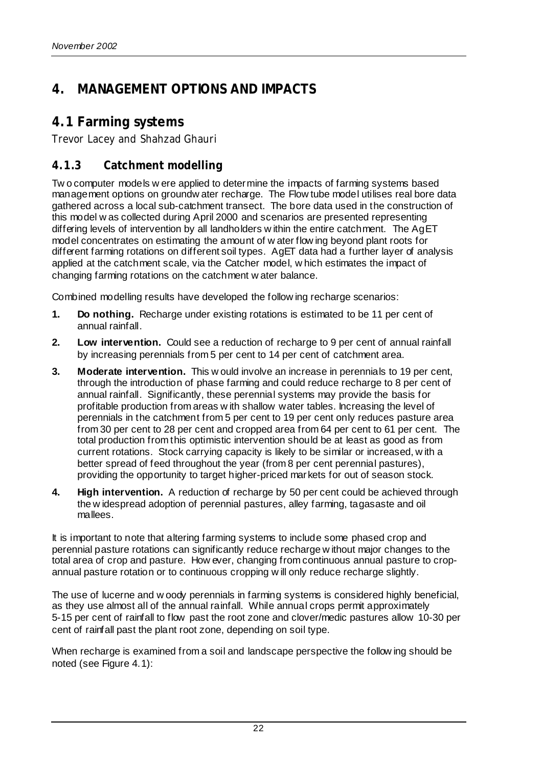# 4. MANAGEMENT OPTIONS AND IMPACTS

## 4.1 Farming systems

Trevor Lacey and Shahzad Ghauri

### 4.1.3 Catchment modelling

Two computer models were applied to determine the impacts of farming systems based management options on groundwater recharge. The Flowtube model utilises real bore data gathered across a local sub-catchment transect. The bore data used in the construction of this model was collected during April 2000 and scenarios are presented representing differing levels of intervention by all landholders within the entire catchment. The AgET model concentrates on estimating the amount of water flowing beyond plant roots for different farming rotations on different soil types. AgET data had a further layer of analysis applied at the catchment scale, via the Catcher model, which estimates the impact of changing farming rotations on the catchment water balance.

Combined modelling results have developed the following recharge scenarios:

1. **Do nothing.** Recharge under existing rotations is estimated to be 11 per cent of annual rainfall.
2. **Low intervention.** Could see a reduction of recharge to 9 per cent of annual rainfall by increasing perennials from 5 per cent to 14 per cent of catchment area.
3. **Moderate intervention.** This would involve an increase in perennials to 19 per cent, through the introduction of phase farming and could reduce recharge to 8 per cent of annual rainfall. Significantly, these perennial systems may provide the basis for profitable production from areas with shallow water tables. Increasing the level of perennials in the catchment from 5 per cent to 19 per cent only reduces pasture area from 30 per cent to 28 per cent and cropped area from 64 per cent to 61 per cent. The total production from this optimistic intervention should be at least as good as from current rotations. Stock carrying capacity is likely to be similar or increased, with a better spread of feed throughout the year (from 8 per cent perennial pastures), providing the opportunity to target higher-priced markets for out of season stock.
4. **High intervention.** A reduction of recharge by 50 per cent could be achieved through the widespread adoption of perennial pastures, alley farming, tagasaste and oil mallees.

It is important to note that altering farming systems to include some phased crop and perennial pasture rotations can significantly reduce recharge without major changes to the total area of crop and pasture. However, changing from continuous annual pasture to crop-annual pasture rotation or to continuous cropping will only reduce recharge slightly.

The use of lucerne and woody perennials in farming systems is considered highly beneficial, as they use almost all of the annual rainfall. While annual crops permit approximately 5-15 per cent of rainfall to flow past the root zone and clover/medic pastures allow 10-30 per cent of rainfall past the plant root zone, depending on soil type.

When recharge is examined from a soil and landscape perspective the following should be noted (see Figure 4.1):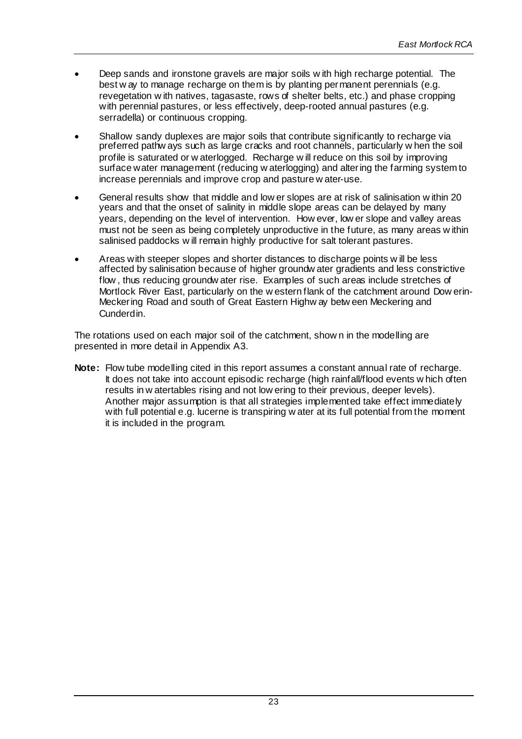- Deep sands and ironstone gravels are major soils with high recharge potential. The best way to manage recharge on them is by planting permanent perennials (e.g. revegetation with natives, tagasaste, rows of shelter belts, etc.) and phase cropping with perennial pastures, or less effectively, deep-rooted annual pastures (e.g. serradella) or continuous cropping.
- Shallow sandy duplexes are major soils that contribute significantly to recharge via preferred pathways such as large cracks and root channels, particularly when the soil profile is saturated or waterlogged. Recharge will reduce on this soil by improving surface water management (reducing waterlogging) and altering the farming system to increase perennials and improve crop and pasture water-use.
- General results show that middle and lower slopes are at risk of salinisation within 20 years and that the onset of salinity in middle slope areas can be delayed by many years, depending on the level of intervention. However, lower slope and valley areas must not be seen as being completely unproductive in the future, as many areas within salinised paddocks will remain highly productive for salt tolerant pastures.
- Areas with steeper slopes and shorter distances to discharge points will be less affected by salinisation because of higher groundwater gradients and less constrictive flow, thus reducing groundwater rise. Examples of such areas include stretches of Mortlock River East, particularly on the western flank of the catchment around Dowerin-Meckering Road and south of Great Eastern Highway between Meckering and Cunderdin.

The rotations used on each major soil of the catchment, shown in the modelling are presented in more detail in Appendix A3.

**Note:** Flow tube modelling cited in this report assumes a constant annual rate of recharge. It does not take into account episodic recharge (high rainfall/flood events which often results in watertables rising and not lowering to their previous, deeper levels). Another major assumption is that all strategies implemented take effect immediately with full potential e.g. lucerne is transpiring water at its full potential from the moment it is included in the program.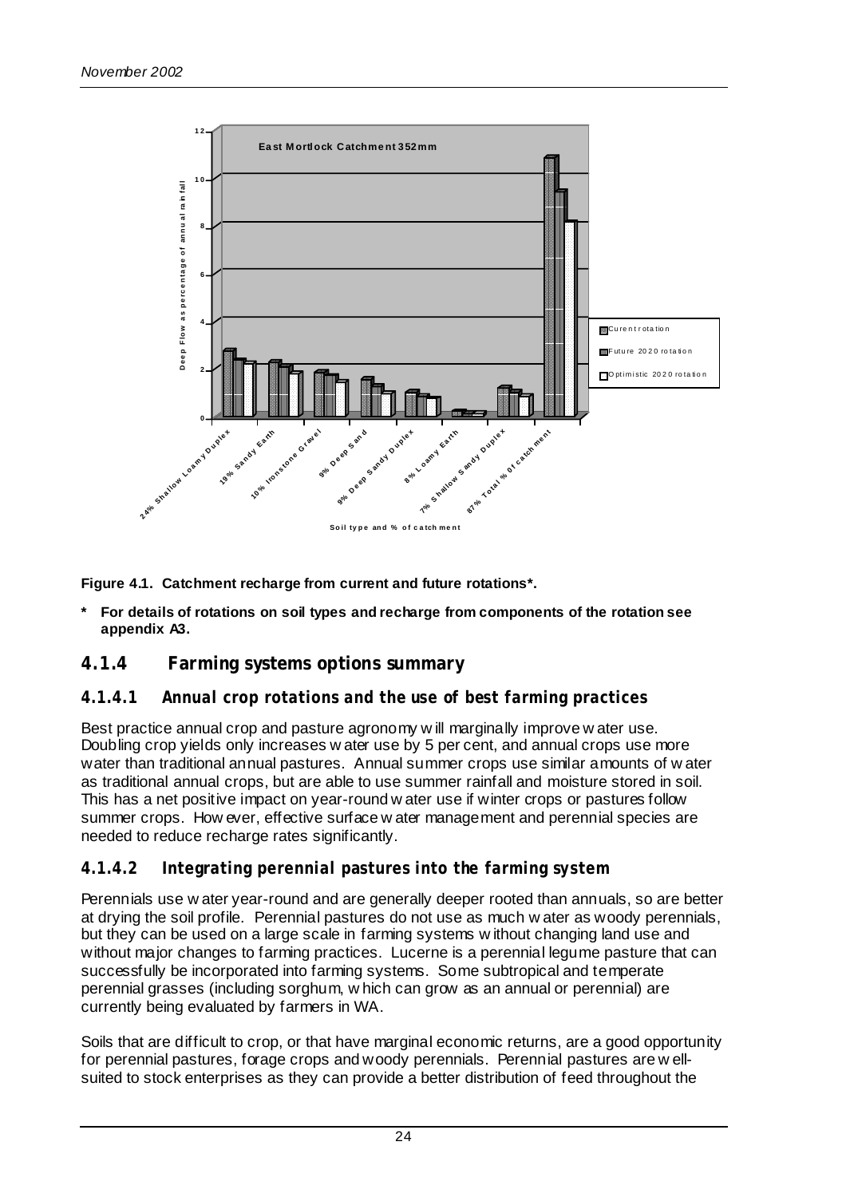Figure 4.1. Catchment recharge from current and future rotations*.

\* For details of rotations on soil types and recharge from components of the rotation see appendix A3.

### 4.1.4 Farming systems options summary

#### 4.1.4.1 Annual crop rotations and the use of best farming practices

Best practice annual crop and pasture agronomy will marginally improve water use. Doubling crop yields only increases water use by 5 per cent, and annual crops use more water than traditional annual pastures. Annual summer crops use similar amounts of water as traditional annual crops, but are able to use summer rainfall and moisture stored in soil. This has a net positive impact on year-round water use if winter crops or pastures follow summer crops. However, effective surface water management and perennial species are needed to reduce recharge rates significantly.

#### 4.1.4.2 Integrating perennial pastures into the farming system

Perennials use water year-round and are generally deeper rooted than annuals, so are better at drying the soil profile. Perennial pastures do not use as much water as woody perennials, but they can be used on a large scale in farming systems without changing land use and without major changes to farming practices. Lucerne is a perennial legume pasture that can successfully be incorporated into farming systems. Some subtropical and temperate perennial grasses (including sorghum, which can grow as an annual or perennial) are currently being evaluated by farmers in WA.

Soils that are difficult to crop, or that have marginal economic returns, are a good opportunity for perennial pastures, forage crops and woody perennials. Perennial pastures are well-suited to stock enterprises as they can provide a better distribution of feed throughout the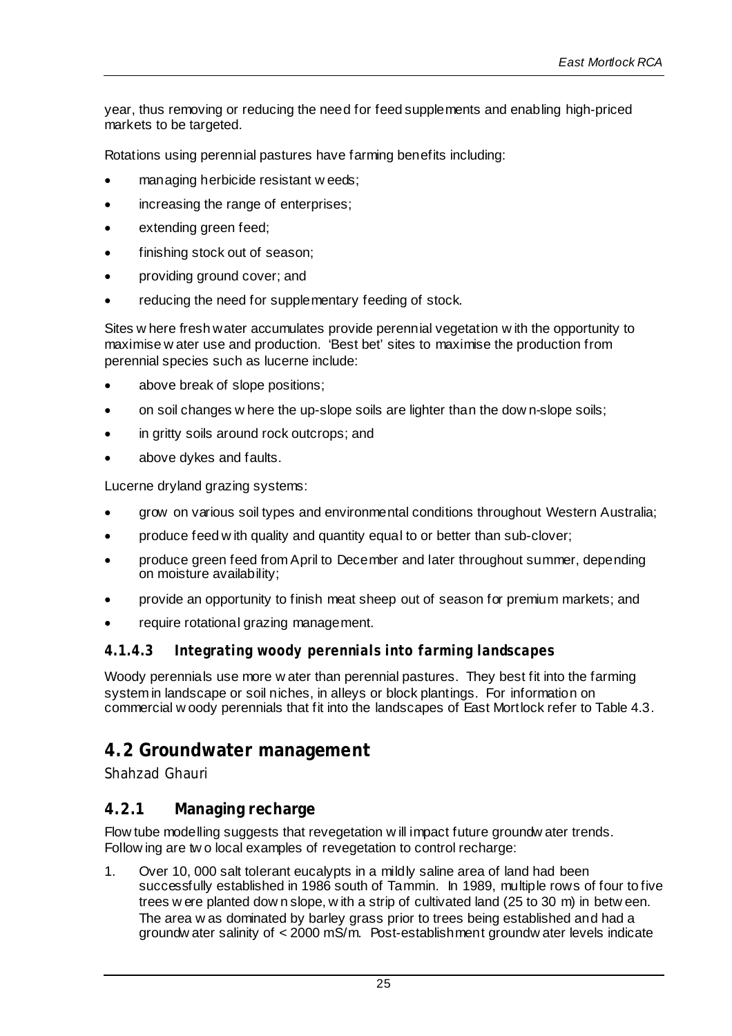year, thus removing or reducing the need for feed supplements and enabling high-priced markets to be targeted.

Rotations using perennial pastures have farming benefits including:

- managing herbicide resistant weeds;
- increasing the range of enterprises;
- extending green feed;
- finishing stock out of season;
- providing ground cover; and
- reducing the need for supplementary feeding of stock.

Sites where fresh water accumulates provide perennial vegetation with the opportunity to maximise water use and production. 'Best bet' sites to maximise the production from perennial species such as lucerne include:

- above break of slope positions;
- on soil changes where the up-slope soils are lighter than the down-slope soils;
- in gritty soils around rock outcrops; and
- above dykes and faults.

Lucerne dryland grazing systems:

- grow on various soil types and environmental conditions throughout Western Australia;
- produce feed with quality and quantity equal to or better than sub-clover;
- produce green feed from April to December and later throughout summer, depending on moisture availability;
- provide an opportunity to finish meat sheep out of season for premium markets; and
- require rotational grazing management.

#### 4.1.4.3 Integrating woody perennials into farming landscapes

Woody perennials use more water than perennial pastures. They best fit into the farming system in landscape or soil niches, in alleys or block plantings. For information on commercial woody perennials that fit into the landscapes of East Mortlock refer to Table 4.3.

## 4.2 Groundwater management

Shahzad Ghauri

### 4.2.1 Managing recharge

Flow tube modelling suggests that revegetation will impact future groundwater trends. Following are two local examples of revegetation to control recharge:

1. Over 10, 000 salt tolerant eucalypts in a mildly saline area of land had been successfully established in 1986 south of Tammin. In 1989, multiple rows of four to five trees were planted down slope, with a strip of cultivated land (25 to 30 m) in between. The area was dominated by barley grass prior to trees being established and had a groundwater salinity of < 2000 mS/m. Post-establishment groundwater levels indicate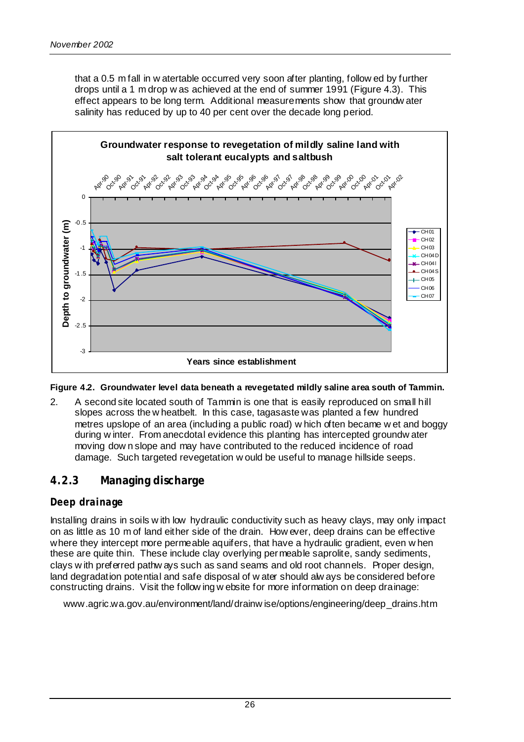that a 0.5 m fall in watertable occurred very soon after planting, followed by further drops until a 1 m drop was achieved at the end of summer 1991 (Figure 4.3). This effect appears to be long term. Additional measurements show that groundwater salinity has reduced by up to 40 per cent over the decade long period.

**Figure 4.2. Groundwater level data beneath a revegetated mildly saline area south of Tammin.**

2. A second site located south of Tammin is one that is easily reproduced on small hill slopes across the wheatbelt. In this case, tagasaste was planted a few hundred metres upslope of an area (including a public road) which often became wet and boggy during winter. From anecdotal evidence this planting has intercepted groundwater moving down slope and may have contributed to the reduced incidence of road damage. Such targeted revegetation would be useful to manage hillside seeps.

### 4.2.3 Managing discharge

#### Deep drainage

Installing drains in soils with low hydraulic conductivity such as heavy clays, may only impact on as little as 10 m of land either side of the drain. However, deep drains can be effective where they intercept more permeable aquifers, that have a hydraulic gradient, even when these are quite thin. These include clay overlying permeable saprolite, sandy sediments, clays with preferred pathways such as sand seams and old root channels. Proper design, land degradation potential and safe disposal of water should always be considered before constructing drains. Visit the following website for more information on deep drainage:

www.agric.wa.gov.au/environment/land/drainwise/options/engineering/deep_drains.htm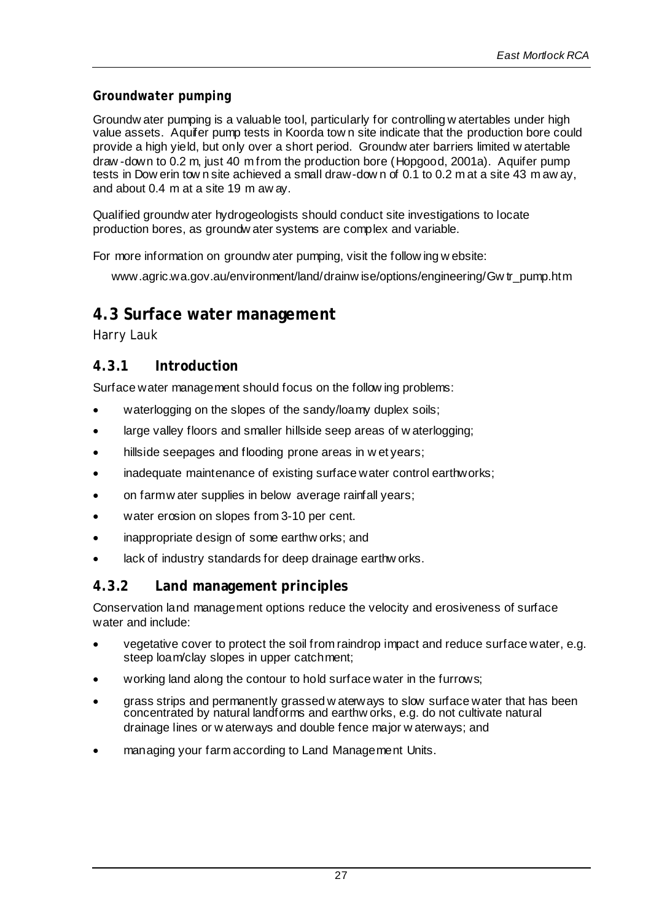### Groundwater pumping

Groundwater pumping is a valuable tool, particularly for controlling watertables under high value assets. Aquifer pump tests in Koorda town site indicate that the production bore could provide a high yield, but only over a short period. Groundwater barriers limited watertable draw-down to 0.2 m, just 40 m from the production bore (Hopgood, 2001a). Aquifer pump tests in Dowerin town site achieved a small draw-down of 0.1 to 0.2 m at a site 43 m away, and about 0.4 m at a site 19 m away.

Qualified groundwater hydrogeologists should conduct site investigations to locate production bores, as groundwater systems are complex and variable.

For more information on groundwater pumping, visit the following website:

www.agric.wa.gov.au/environment/land/drainwise/options/engineering/Gwtr_pump.htm

## 4.3 Surface water management

Harry Lauk

### 4.3.1 Introduction

Surface water management should focus on the following problems:

- waterlogging on the slopes of the sandy/loamy duplex soils;
- large valley floors and smaller hillside seep areas of waterlogging;
- hillside seepages and flooding prone areas in wet years;
- inadequate maintenance of existing surface water control earthworks;
- on farm water supplies in below average rainfall years;
- water erosion on slopes from 3-10 per cent.
- inappropriate design of some earthworks; and
- lack of industry standards for deep drainage earthworks.

### 4.3.2 Land management principles

Conservation land management options reduce the velocity and erosiveness of surface water and include:

- vegetative cover to protect the soil from raindrop impact and reduce surface water, e.g. steep loam/clay slopes in upper catchment;
- working land along the contour to hold surface water in the furrows;
- grass strips and permanently grassed waterways to slow surface water that has been concentrated by natural landforms and earthworks, e.g. do not cultivate natural drainage lines or waterways and double fence major waterways; and
- managing your farm according to Land Management Units.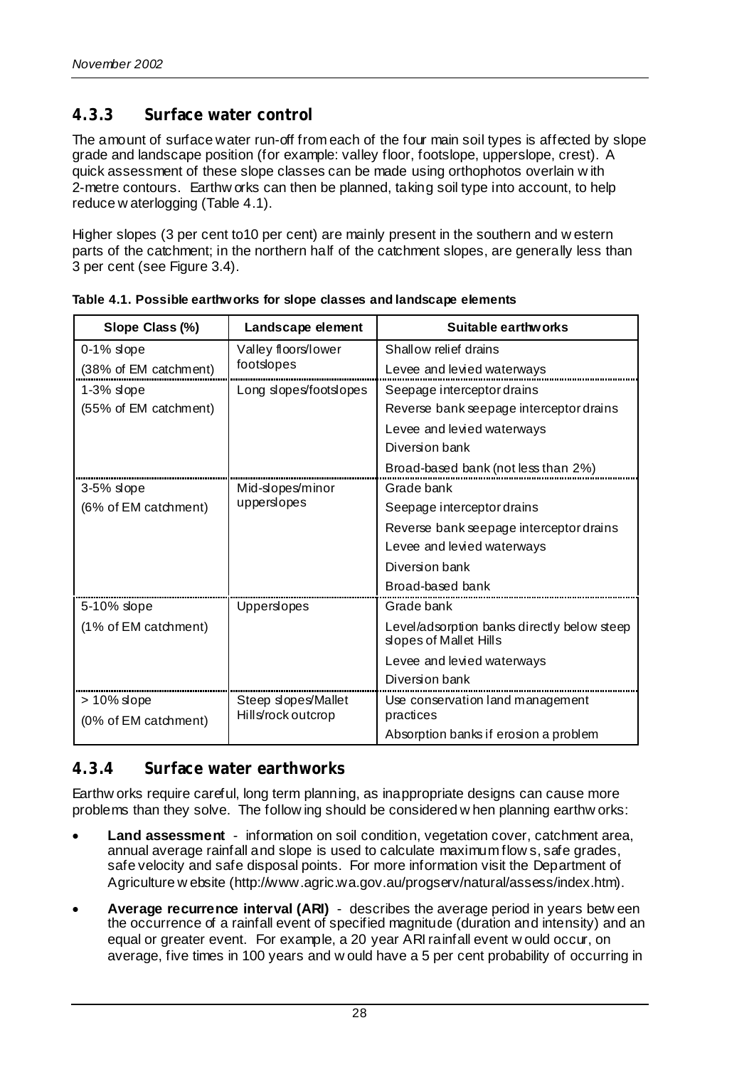### 4.3.3 Surface water control

The amount of surface water run-off from each of the four main soil types is affected by slope grade and landscape position (for example: valley floor, footslope, upperslope, crest). A quick assessment of these slope classes can be made using orthophotos overlain with 2-metre contours. Earthworks can then be planned, taking soil type into account, to help reduce waterlogging (Table 4.1).

Higher slopes (3 per cent to10 per cent) are mainly present in the southern and western parts of the catchment; in the northern half of the catchment slopes, are generally less than 3 per cent (see Figure 3.4).

**Table 4.1. Possible earthworks for slope classes and landscape elements**

| Slope Class (%) | Landscape element | Suitable earthworks |
|---|---|---|
| 0-1% slope (38% of EM catchment) | Valley floors/lower footslopes | Shallow relief drains<br>Levee and levied waterways |
| 1-3% slope (55% of EM catchment) | Long slopes/footslopes | Seepage interceptor drains<br>Reverse bank seepage interceptor drains<br>Levee and levied waterways<br>Diversion bank<br>Broad-based bank (not less than 2%) |
| 3-5% slope (6% of EM catchment) | Mid-slopes/minor upperslopes | Grade bank<br>Seepage interceptor drains<br>Reverse bank seepage interceptor drains<br>Levee and levied waterways<br>Diversion bank<br>Broad-based bank |
| 5-10% slope (1% of EM catchment) | Upperslopes | Grade bank<br>Level/adsorption banks directly below steep slopes of Mallet Hills<br>Levee and levied waterways<br>Diversion bank |
| > 10% slope (0% of EM catchment) | Steep slopes/Mallet Hills/rock outcrop | Use conservation land management practices<br>Absorption banks if erosion a problem |

### 4.3.4 Surface water earthworks

Earthworks require careful, long term planning, as inappropriate designs can cause more problems than they solve. The following should be considered when planning earthworks:

- **Land assessment** - information on soil condition, vegetation cover, catchment area, annual average rainfall and slope is used to calculate maximum flows, safe grades, safe velocity and safe disposal points. For more information visit the Department of Agriculture website (http://www.agric.wa.gov.au/progserv/natural/assess/index.htm).
- **Average recurrence interval (ARI)** - describes the average period in years between the occurrence of a rainfall event of specified magnitude (duration and intensity) and an equal or greater event. For example, a 20 year ARI rainfall event would occur, on average, five times in 100 years and would have a 5 per cent probability of occurring in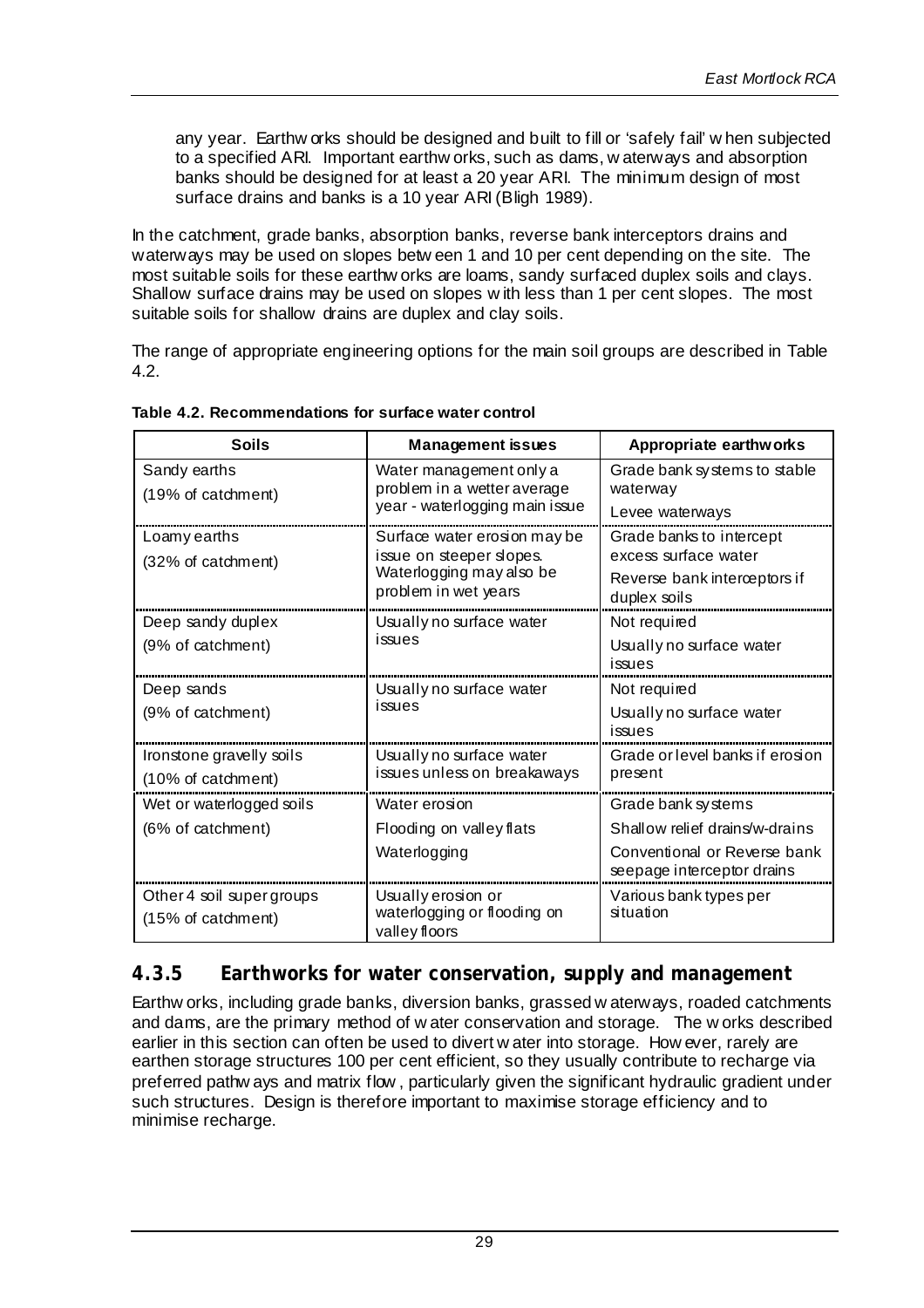any year. Earthworks should be designed and built to fill or 'safely fail' when subjected to a specified ARI. Important earthworks, such as dams, waterways and absorption banks should be designed for at least a 20 year ARI. The minimum design of most surface drains and banks is a 10 year ARI (Bligh 1989).

In the catchment, grade banks, absorption banks, reverse bank interceptors drains and waterways may be used on slopes between 1 and 10 per cent depending on the site. The most suitable soils for these earthworks are loams, sandy surfaced duplex soils and clays. Shallow surface drains may be used on slopes with less than 1 per cent slopes. The most suitable soils for shallow drains are duplex and clay soils.

The range of appropriate engineering options for the main soil groups are described in Table 4.2.

**Table 4.2. Recommendations for surface water control**

| Soils | Management issues | Appropriate earthworks |
|---|---|---|
| Sandy earths<br>(19% of catchment) | Water management only a problem in a wetter average year - waterlogging main issue | Grade bank systems to stable waterway<br>Levee waterways |
| Loamy earths<br>(32% of catchment) | Surface water erosion may be issue on steeper slopes. Waterlogging may also be problem in wet years | Grade banks to intercept excess surface water<br>Reverse bank interceptors if duplex soils |
| Deep sandy duplex<br>(9% of catchment) | Usually no surface water issues | Not required<br>Usually no surface water issues |
| Deep sands<br>(9% of catchment) | Usually no surface water issues | Not required<br>Usually no surface water issues |
| Ironstone gravelly soils<br>(10% of catchment) | Usually no surface water issues unless on breakaways | Grade or level banks if erosion present |
| Wet or waterlogged soils<br>(6% of catchment) | Water erosion<br>Flooding on valley flats<br>Waterlogging | Grade bank systems<br>Shallow relief drains/w-drains<br>Conventional or Reverse bank seepage interceptor drains |
| Other 4 soil super groups<br>(15% of catchment) | Usually erosion or waterlogging or flooding on valley floors | Various bank types per situation |

### 4.3.5 Earthworks for water conservation, supply and management

Earthworks, including grade banks, diversion banks, grassed waterways, roaded catchments and dams, are the primary method of water conservation and storage. The works described earlier in this section can often be used to divert water into storage. However, rarely are earthen storage structures 100 per cent efficient, so they usually contribute to recharge via preferred pathways and matrix flow, particularly given the significant hydraulic gradient under such structures. Design is therefore important to maximise storage efficiency and to minimise recharge.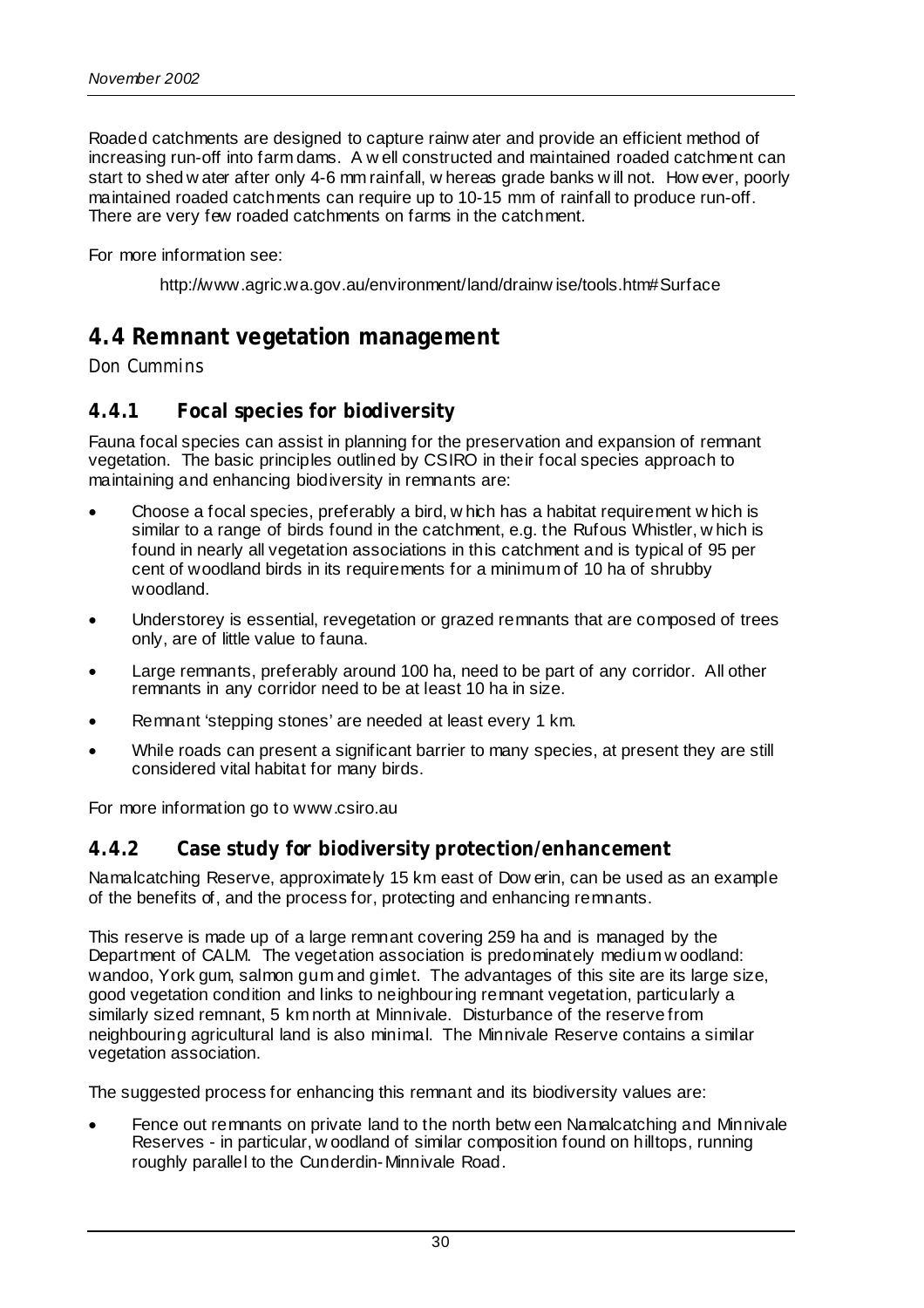Roaded catchments are designed to capture rainwater and provide an efficient method of increasing run-off into farm dams. A well constructed and maintained roaded catchment can start to shed water after only 4-6 mm rainfall, whereas grade banks will not. However, poorly maintained roaded catchments can require up to 10-15 mm of rainfall to produce run-off. There are very few roaded catchments on farms in the catchment.

For more information see:

http://www.agric.wa.gov.au/environment/land/drainwise/tools.htm#Surface

## 4.4 Remnant vegetation management

*Don Cummins*

### 4.4.1 Focal species for biodiversity

Fauna focal species can assist in planning for the preservation and expansion of remnant vegetation. The basic principles outlined by CSIRO in their focal species approach to maintaining and enhancing biodiversity in remnants are:

- Choose a focal species, preferably a bird, which has a habitat requirement which is similar to a range of birds found in the catchment, e.g. the Rufous Whistler, which is found in nearly all vegetation associations in this catchment and is typical of 95 per cent of woodland birds in its requirements for a minimum of 10 ha of shrubby woodland.
- Understorey is essential, revegetation or grazed remnants that are composed of trees only, are of little value to fauna.
- Large remnants, preferably around 100 ha, need to be part of any corridor. All other remnants in any corridor need to be at least 10 ha in size.
- Remnant 'stepping stones' are needed at least every 1 km.
- While roads can present a significant barrier to many species, at present they are still considered vital habitat for many birds.

For more information go to www.csiro.au

### 4.4.2 Case study for biodiversity protection/enhancement

Namalcatching Reserve, approximately 15 km east of Dowerin, can be used as an example of the benefits of, and the process for, protecting and enhancing remnants.

This reserve is made up of a large remnant covering 259 ha and is managed by the Department of CALM. The vegetation association is predominately medium woodland: wandoo, York gum, salmon gum and gimlet. The advantages of this site are its large size, good vegetation condition and links to neighbouring remnant vegetation, particularly a similarly sized remnant, 5 km north at Minnivale. Disturbance of the reserve from neighbouring agricultural land is also minimal. The Minnivale Reserve contains a similar vegetation association.

The suggested process for enhancing this remnant and its biodiversity values are:

- Fence out remnants on private land to the north between Namalcatching and Minnivale Reserves - in particular, woodland of similar composition found on hilltops, running roughly parallel to the Cunderdin-Minnivale Road.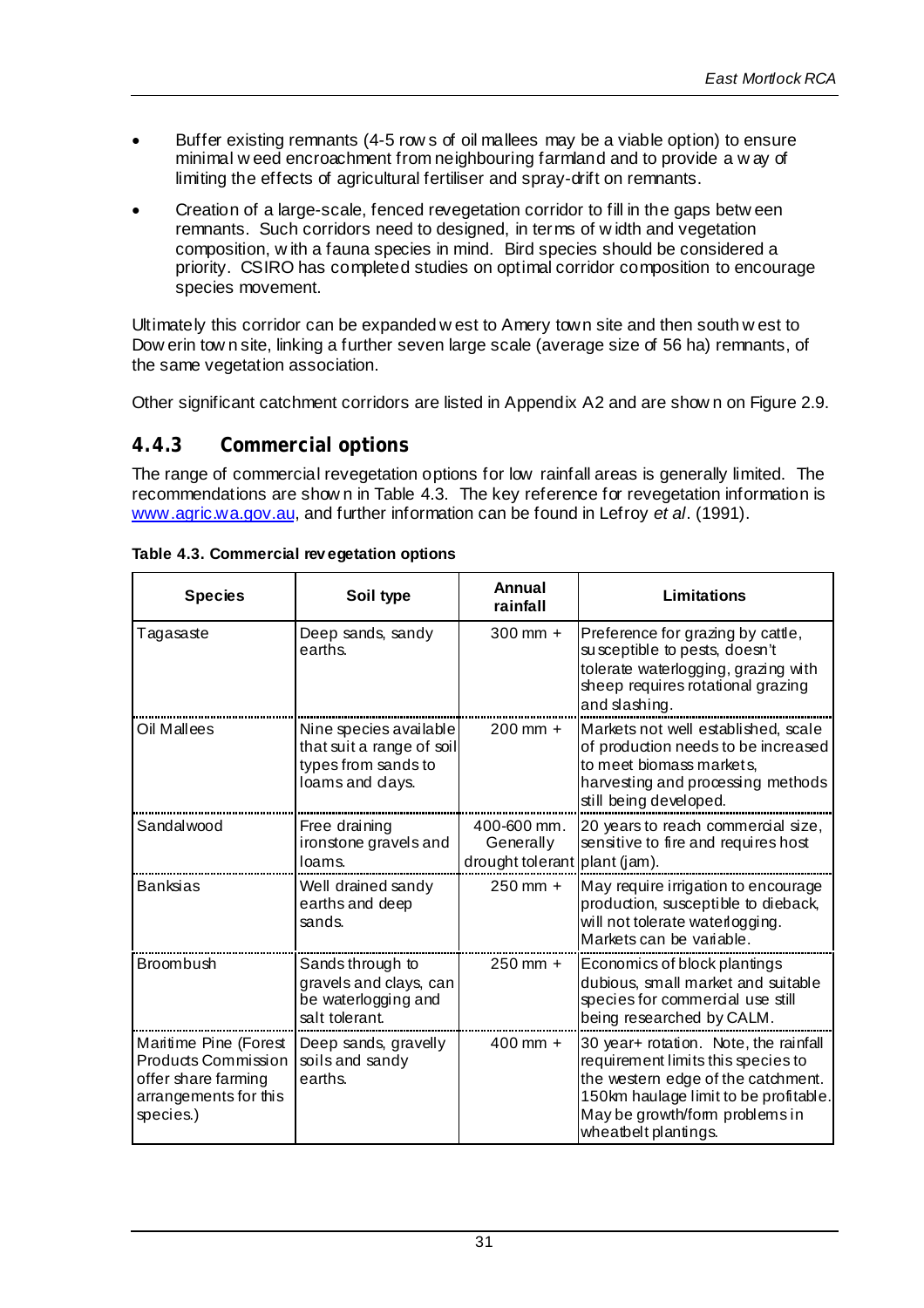- Buffer existing remnants (4-5 rows of oil mallees may be a viable option) to ensure minimal weed encroachment from neighbouring farmland and to provide a way of limiting the effects of agricultural fertiliser and spray-drift on remnants.
- Creation of a large-scale, fenced revegetation corridor to fill in the gaps between remnants. Such corridors need to designed, in terms of width and vegetation composition, with a fauna species in mind. Bird species should be considered a priority. CSIRO has completed studies on optimal corridor composition to encourage species movement.

Ultimately this corridor can be expanded west to Amery town site and then south west to Dowerin town site, linking a further seven large scale (average size of 56 ha) remnants, of the same vegetation association.

Other significant catchment corridors are listed in Appendix A2 and are shown on Figure 2.9.

### 4.4.3 Commercial options

The range of commercial revegetation options for low rainfall areas is generally limited. The recommendations are shown in Table 4.3. The key reference for revegetation information is www.agric.wa.gov.au, and further information can be found in Lefroy *et al*. (1991).

**Table 4.3. Commercial revegetation options**

| Species | Soil type | Annual rainfall | Limitations |
|---|---|---|---|
| Tagasaste | Deep sands, sandy earths. | 300 mm + | Preference for grazing by cattle, susceptible to pests, doesn't tolerate waterlogging, grazing with sheep requires rotational grazing and slashing. |
| Oil Mallees | Nine species available that suit a range of soil types from sands to loams and clays. | 200 mm + | Markets not well established, scale of production needs to be increased to meet biomass markets, harvesting and processing methods still being developed. |
| Sandalwood | Free draining ironstone gravels and loams. | 400-600 mm. Generally drought tolerant | 20 years to reach commercial size, sensitive to fire and requires host plant (jam). |
| Banksias | Well drained sandy earths and deep sands. | 250 mm + | May require irrigation to encourage production, susceptible to dieback, will not tolerate waterlogging. Markets can be variable. |
| Broombush | Sands through to gravels and clays, can be waterlogging and salt tolerant. | 250 mm + | Economics of block plantings dubious, small market and suitable species for commercial use still being researched by CALM. |
| Maritime Pine (Forest Products Commission offer share farming arrangements for this species.) | Deep sands, gravelly soils and sandy earths. | 400 mm + | 30 year+ rotation. Note, the rainfall requirement limits this species to the western edge of the catchment. 150km haulage limit to be profitable. May be growth/form problems in wheatbelt plantings. |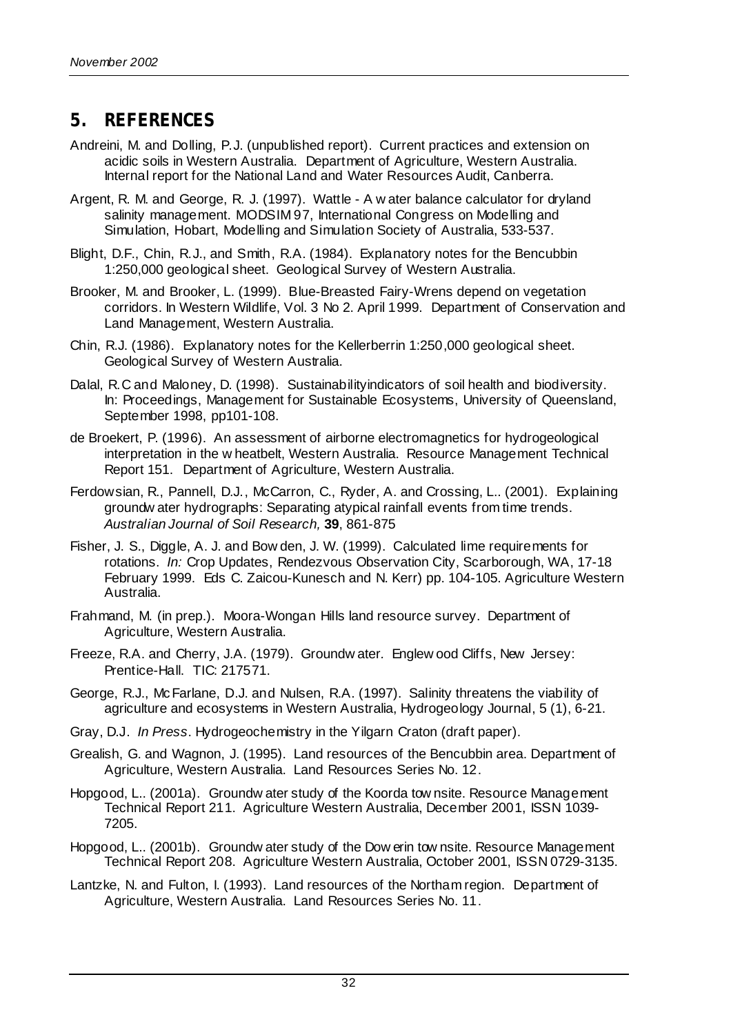## 5. REFERENCES

Andreini, M. and Dolling, P.J. (unpublished report). Current practices and extension on acidic soils in Western Australia. Department of Agriculture, Western Australia. Internal report for the National Land and Water Resources Audit, Canberra.

Argent, R. M. and George, R. J. (1997). Wattle - A water balance calculator for dryland salinity management. MODSIM 97, International Congress on Modelling and Simulation, Hobart, Modelling and Simulation Society of Australia, 533-537.

Blight, D.F., Chin, R.J., and Smith, R.A. (1984). Explanatory notes for the Bencubbin 1:250,000 geological sheet. Geological Survey of Western Australia.

Brooker, M. and Brooker, L. (1999). Blue-Breasted Fairy-Wrens depend on vegetation corridors. In Western Wildlife, Vol. 3 No 2. April 1999. Department of Conservation and Land Management, Western Australia.

Chin, R.J. (1986). Explanatory notes for the Kellerberrin 1:250,000 geological sheet. Geological Survey of Western Australia.

Dalal, R.C and Maloney, D. (1998). Sustainabilityindicators of soil health and biodiversity. In: Proceedings, Management for Sustainable Ecosystems, University of Queensland, September 1998, pp101-108.

de Broekert, P. (1996). An assessment of airborne electromagnetics for hydrogeological interpretation in the wheatbelt, Western Australia. Resource Management Technical Report 151. Department of Agriculture, Western Australia.

Ferdowsian, R., Pannell, D.J., McCarron, C., Ryder, A. and Crossing, L.. (2001). Explaining groundwater hydrographs: Separating atypical rainfall events from time trends. *Australian Journal of Soil Research,* **39**, 861-875

Fisher, J. S., Diggle, A. J. and Bowden, J. W. (1999). Calculated lime requirements for rotations. *In:* Crop Updates, Rendezvous Observation City, Scarborough, WA, 17-18 February 1999. Eds C. Zaicou-Kunesch and N. Kerr) pp. 104-105. Agriculture Western Australia.

Frahmand, M. (in prep.). Moora-Wongan Hills land resource survey. Department of Agriculture, Western Australia.

Freeze, R.A. and Cherry, J.A. (1979). Groundwater. Englewood Cliffs, New Jersey: Prentice-Hall. TIC: 217571.

George, R.J., McFarlane, D.J. and Nulsen, R.A. (1997). Salinity threatens the viability of agriculture and ecosystems in Western Australia, Hydrogeology Journal, 5 (1), 6-21.

Gray, D.J. *In Press*. Hydrogeochemistry in the Yilgarn Craton (draft paper).

Grealish, G. and Wagnon, J. (1995). Land resources of the Bencubbin area. Department of Agriculture, Western Australia. Land Resources Series No. 12.

Hopgood, L.. (2001a). Groundwater study of the Koorda townsite. Resource Management Technical Report 211. Agriculture Western Australia, December 2001, ISSN 1039-7205.

Hopgood, L.. (2001b). Groundwater study of the Dowerin townsite. Resource Management Technical Report 208. Agriculture Western Australia, October 2001, ISSN 0729-3135.

Lantzke, N. and Fulton, I. (1993). Land resources of the Northam region. Department of Agriculture, Western Australia. Land Resources Series No. 11.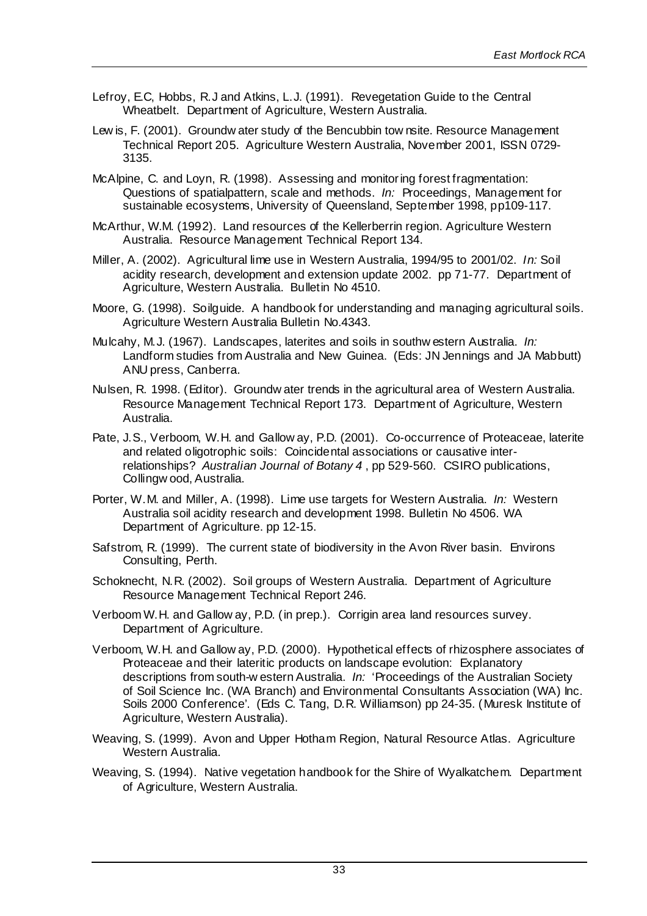Lefroy, E.C, Hobbs, R.J and Atkins, L.J. (1991). Revegetation Guide to the Central Wheatbelt. Department of Agriculture, Western Australia.

Lewis, F. (2001). Groundwater study of the Bencubbin townsite. Resource Management Technical Report 205. Agriculture Western Australia, November 2001, ISSN 0729-3135.

McAlpine, C. and Loyn, R. (1998). Assessing and monitoring forest fragmentation: Questions of spatialpattern, scale and methods. *In:* Proceedings, Management for sustainable ecosystems, University of Queensland, September 1998, pp109-117.

McArthur, W.M. (1992). Land resources of the Kellerberrin region. Agriculture Western Australia. Resource Management Technical Report 134.

Miller, A. (2002). Agricultural lime use in Western Australia, 1994/95 to 2001/02. *In:* Soil acidity research, development and extension update 2002. pp 71-77. Department of Agriculture, Western Australia. Bulletin No 4510.

Moore, G. (1998). Soilguide. A handbook for understanding and managing agricultural soils. Agriculture Western Australia Bulletin No.4343.

Mulcahy, M.J. (1967). Landscapes, laterites and soils in southwestern Australia. *In:* Landform studies from Australia and New Guinea. (Eds: JN Jennings and JA Mabbutt) ANU press, Canberra.

Nulsen, R. 1998. (Editor). Groundwater trends in the agricultural area of Western Australia. Resource Management Technical Report 173. Department of Agriculture, Western Australia.

Pate, J.S., Verboom, W.H. and Galloway, P.D. (2001). Co-occurrence of Proteaceae, laterite and related oligotrophic soils: Coincidental associations or causative inter-relationships? *Australian Journal of Botany 4* , pp 529-560. CSIRO publications, Collingwood, Australia.

Porter, W.M. and Miller, A. (1998). Lime use targets for Western Australia. *In:* Western Australia soil acidity research and development 1998. Bulletin No 4506. WA Department of Agriculture. pp 12-15.

Safstrom, R. (1999). The current state of biodiversity in the Avon River basin. Environs Consulting, Perth.

Schoknecht, N.R. (2002). Soil groups of Western Australia. Department of Agriculture Resource Management Technical Report 246.

Verboom W.H. and Galloway, P.D. (in prep.). Corrigin area land resources survey. Department of Agriculture.

Verboom, W.H. and Galloway, P.D. (2000). Hypothetical effects of rhizosphere associates of Proteaceae and their lateritic products on landscape evolution: Explanatory descriptions from south-western Australia. *In:* 'Proceedings of the Australian Society of Soil Science Inc. (WA Branch) and Environmental Consultants Association (WA) Inc. Soils 2000 Conference'. (Eds C. Tang, D.R. Williamson) pp 24-35. (Muresk Institute of Agriculture, Western Australia).

Weaving, S. (1999). Avon and Upper Hotham Region, Natural Resource Atlas. Agriculture Western Australia.

Weaving, S. (1994). Native vegetation handbook for the Shire of Wyalkatchem. Department of Agriculture, Western Australia.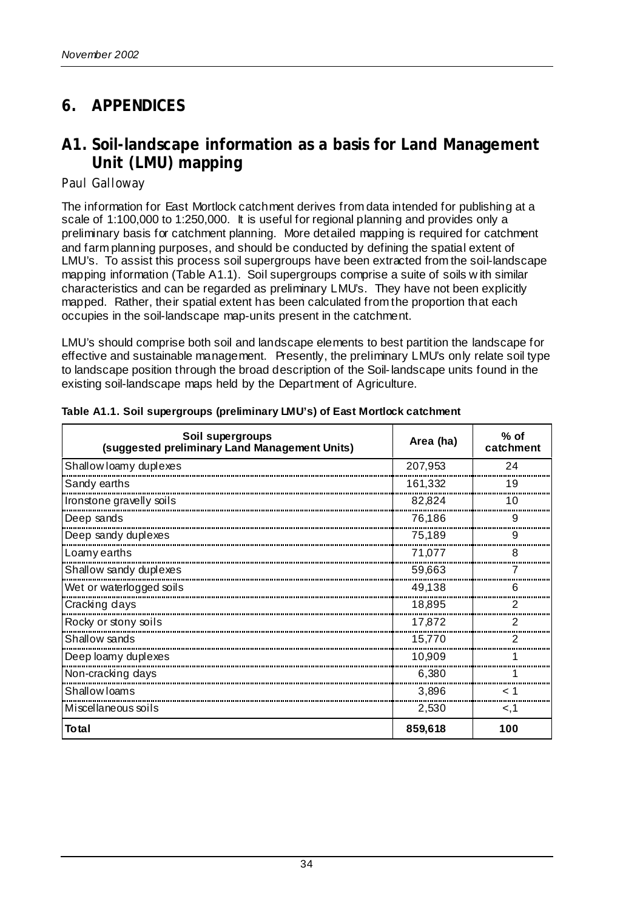# 6. APPENDICES

## A1. Soil-landscape information as a basis for Land Management Unit (LMU) mapping

*Paul Galloway*

The information for East Mortlock catchment derives from data intended for publishing at a scale of 1:100,000 to 1:250,000. It is useful for regional planning and provides only a preliminary basis for catchment planning. More detailed mapping is required for catchment and farm planning purposes, and should be conducted by defining the spatial extent of LMU's. To assist this process soil supergroups have been extracted from the soil-landscape mapping information (Table A1.1). Soil supergroups comprise a suite of soils with similar characteristics and can be regarded as preliminary LMU's. They have not been explicitly mapped. Rather, their spatial extent has been calculated from the proportion that each occupies in the soil-landscape map-units present in the catchment.

LMU's should comprise both soil and landscape elements to best partition the landscape for effective and sustainable management. Presently, the preliminary LMU's only relate soil type to landscape position through the broad description of the Soil-landscape units found in the existing soil-landscape maps held by the Department of Agriculture.

**Table A1.1. Soil supergroups (preliminary LMU's) of East Mortlock catchment**

| Soil supergroups (suggested preliminary Land Management Units) | Area (ha) | % of catchment |
|---|---|---|
| Shallow loamy duplexes | 207,953 | 24 |
| Sandy earths | 161,332 | 19 |
| Ironstone gravelly soils | 82,824 | 10 |
| Deep sands | 76,186 | 9 |
| Deep sandy duplexes | 75,189 | 9 |
| Loamy earths | 71,077 | 8 |
| Shallow sandy duplexes | 59,663 | 7 |
| Wet or waterlogged soils | 49,138 | 6 |
| Cracking clays | 18,895 | 2 |
| Rocky or stony soils | 17,872 | 2 |
| Shallow sands | 15,770 | 2 |
| Deep loamy duplexes | 10,909 | 1 |
| Non-cracking clays | 6,380 | 1 |
| Shallow loams | 3,896 | < 1 |
| Miscellaneous soils | 2,530 | <,1 |
| **Total** | **859,618** | **100** |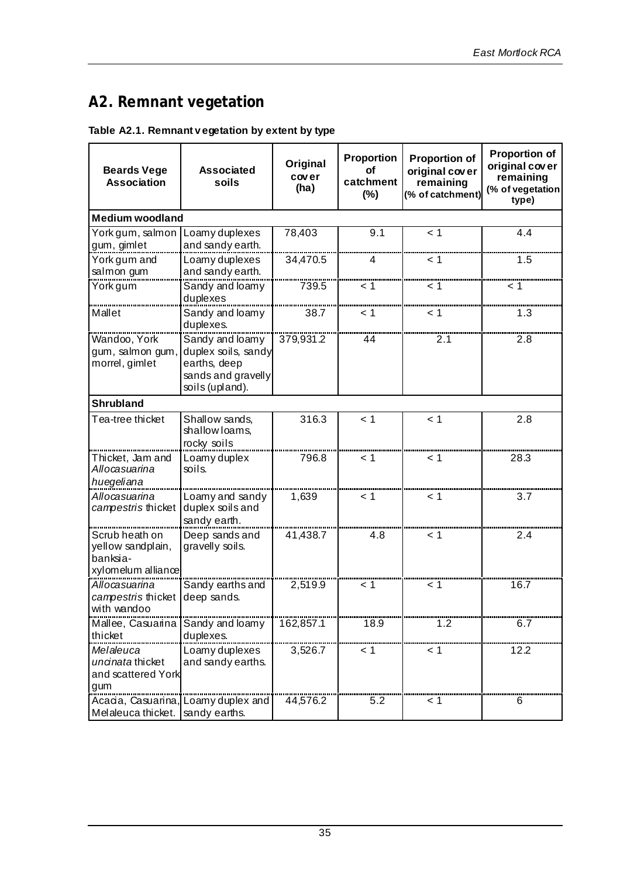## A2. Remnant vegetation

**Table A2.1. Remnant vegetation by extent by type**

| Beards Vege Association | Associated soils | Original cover (ha) | Proportion of catchment (%) | Proportion of original cover remaining (% of catchment) | Proportion of original cover remaining (% of vegetation type) |
|---|---|---|---|---|---|
| **Medium woodland** | | | | | |
| York gum, salmon gum, gimlet | Loamy duplexes and sandy earth. | 78,403 | 9.1 | < 1 | 4.4 |
| York gum and salmon gum | Loamy duplexes and sandy earth. | 34,470.5 | 4 | < 1 | 1.5 |
| York gum | Sandy and loamy duplexes | 739.5 | < 1 | < 1 | < 1 |
| Mallet | Sandy and loamy duplexes. | 38.7 | < 1 | < 1 | 1.3 |
| Wandoo, York gum, salmon gum, morrel, gimlet | Sandy and loamy duplex soils, sandy earths, deep sands and gravelly soils (upland). | 379,931.2 | 44 | 2.1 | 2.8 |
| **Shrubland** | | | | | |
| Tea-tree thicket | Shallow sands, shallow loams, rocky soils | 316.3 | < 1 | < 1 | 2.8 |
| Thicket, Jam and *Allocasuarina huegeliana* | Loamy duplex soils. | 796.8 | < 1 | < 1 | 28.3 |
| *Allocasuarina campestris* thicket | Loamy and sandy duplex soils and sandy earth. | 1,639 | < 1 | < 1 | 3.7 |
| Scrub heath on yellow sandplain, banksia-xylomelum alliance | Deep sands and gravelly soils. | 41,438.7 | 4.8 | < 1 | 2.4 |
| *Allocasuarina campestris* thicket with wandoo | Sandy earths and deep sands. | 2,519.9 | < 1 | < 1 | 16.7 |
| Mallee, Casuarina thicket | Sandy and loamy duplexes. | 162,857.1 | 18.9 | 1.2 | 6.7 |
| *Melaleuca uncinata* thicket and scattered York gum | Loamy duplexes and sandy earths. | 3,526.7 | < 1 | < 1 | 12.2 |
| Acacia, Casuarina, Melaleuca thicket. | Loamy duplex and sandy earths. | 44,576.2 | 5.2 | < 1 | 6 |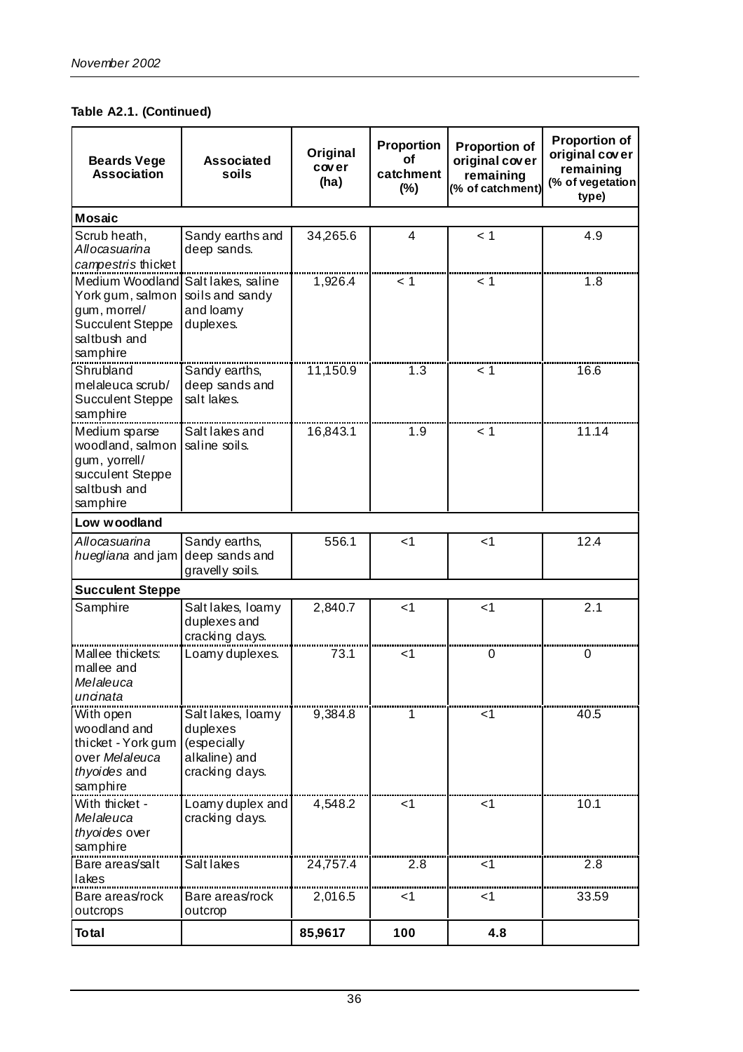**Table A2.1. (Continued)**

| Beards Vege Association | Associated soils | Original cover (ha) | Proportion of catchment (%) | Proportion of original cover remaining (% of catchment) | Proportion of original cover remaining (% of vegetation type) |
|---|---|---|---|---|---|
| **Mosaic** | | | | | |
| Scrub heath, *Allocasuarina campestris* thicket | Sandy earths and deep sands. | 34,265.6 | 4 | < 1 | 4.9 |
| Medium Woodland York gum, salmon gum, morrel/ Succulent Steppe saltbush and samphire | Salt lakes, saline soils and sandy and loamy duplexes. | 1,926.4 | < 1 | < 1 | 1.8 |
| Shrubland melaleuca scrub/ Succulent Steppe samphire | Sandy earths, deep sands and salt lakes. | 11,150.9 | 1.3 | < 1 | 16.6 |
| Medium sparse woodland, salmon gum, yorrell/ succulent Steppe saltbush and samphire | Salt lakes and saline soils. | 16,843.1 | 1.9 | < 1 | 11.14 |
| **Low woodland** | | | | | |
| *Allocasuarina huegliana* and jam | Sandy earths, deep sands and gravelly soils. | 556.1 | <1 | <1 | 12.4 |
| **Succulent Steppe** | | | | | |
| Samphire | Salt lakes, loamy duplexes and cracking clays. | 2,840.7 | <1 | <1 | 2.1 |
| Mallee thickets: mallee and *Melaleuca uncinata* | Loamy duplexes. | 73.1 | <1 | 0 | 0 |
| With open woodland and thicket - York gum over *Melaleuca thyoides* and samphire | Salt lakes, loamy duplexes (especially alkaline) and cracking clays. | 9,384.8 | 1 | <1 | 40.5 |
| With thicket - *Melaleuca thyoides* over samphire | Loamy duplex and cracking clays. | 4,548.2 | <1 | <1 | 10.1 |
| Bare areas/salt lakes | Salt lakes | 24,757.4 | 2.8 | <1 | 2.8 |
| Bare areas/rock outcrops | Bare areas/rock outcrop | 2,016.5 | <1 | <1 | 33.59 |
| **Total** | | **85,9617** | **100** | **4.8** | |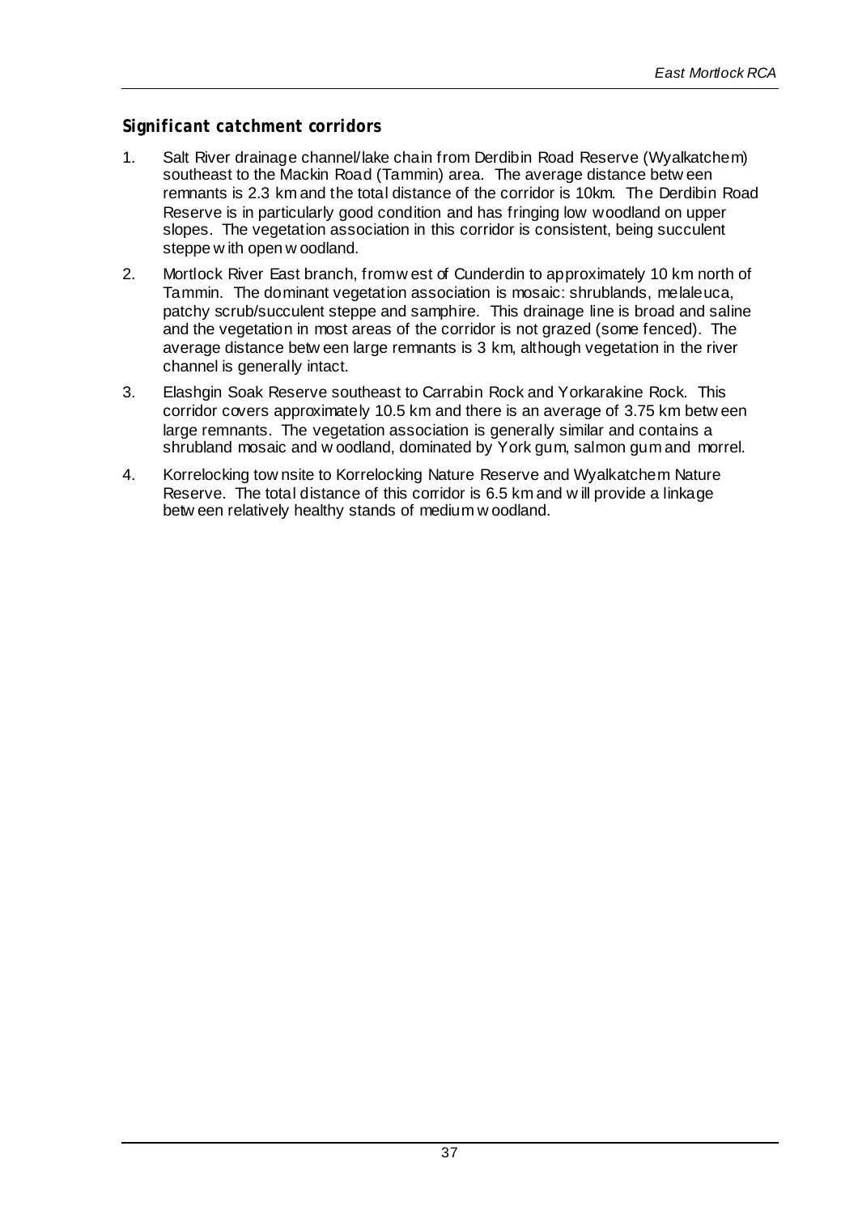## Significant catchment corridors

1. Salt River drainage channel/lake chain from Derdibin Road Reserve (Wyalkatchem) southeast to the Mackin Road (Tammin) area. The average distance between remnants is 2.3 km and the total distance of the corridor is 10km. The Derdibin Road Reserve is in particularly good condition and has fringing low woodland on upper slopes. The vegetation association in this corridor is consistent, being succulent steppe with open woodland.
2. Mortlock River East branch, from west of Cunderdin to approximately 10 km north of Tammin. The dominant vegetation association is mosaic: shrublands, melaleuca, patchy scrub/succulent steppe and samphire. This drainage line is broad and saline and the vegetation in most areas of the corridor is not grazed (some fenced). The average distance between large remnants is 3 km, although vegetation in the river channel is generally intact.
3. Elashgin Soak Reserve southeast to Carrabin Rock and Yorkarakine Rock. This corridor covers approximately 10.5 km and there is an average of 3.75 km between large remnants. The vegetation association is generally similar and contains a shrubland mosaic and woodland, dominated by York gum, salmon gum and morrel.
4. Korrelocking townsite to Korrelocking Nature Reserve and Wyalkatchem Nature Reserve. The total distance of this corridor is 6.5 km and will provide a linkage between relatively healthy stands of medium woodland.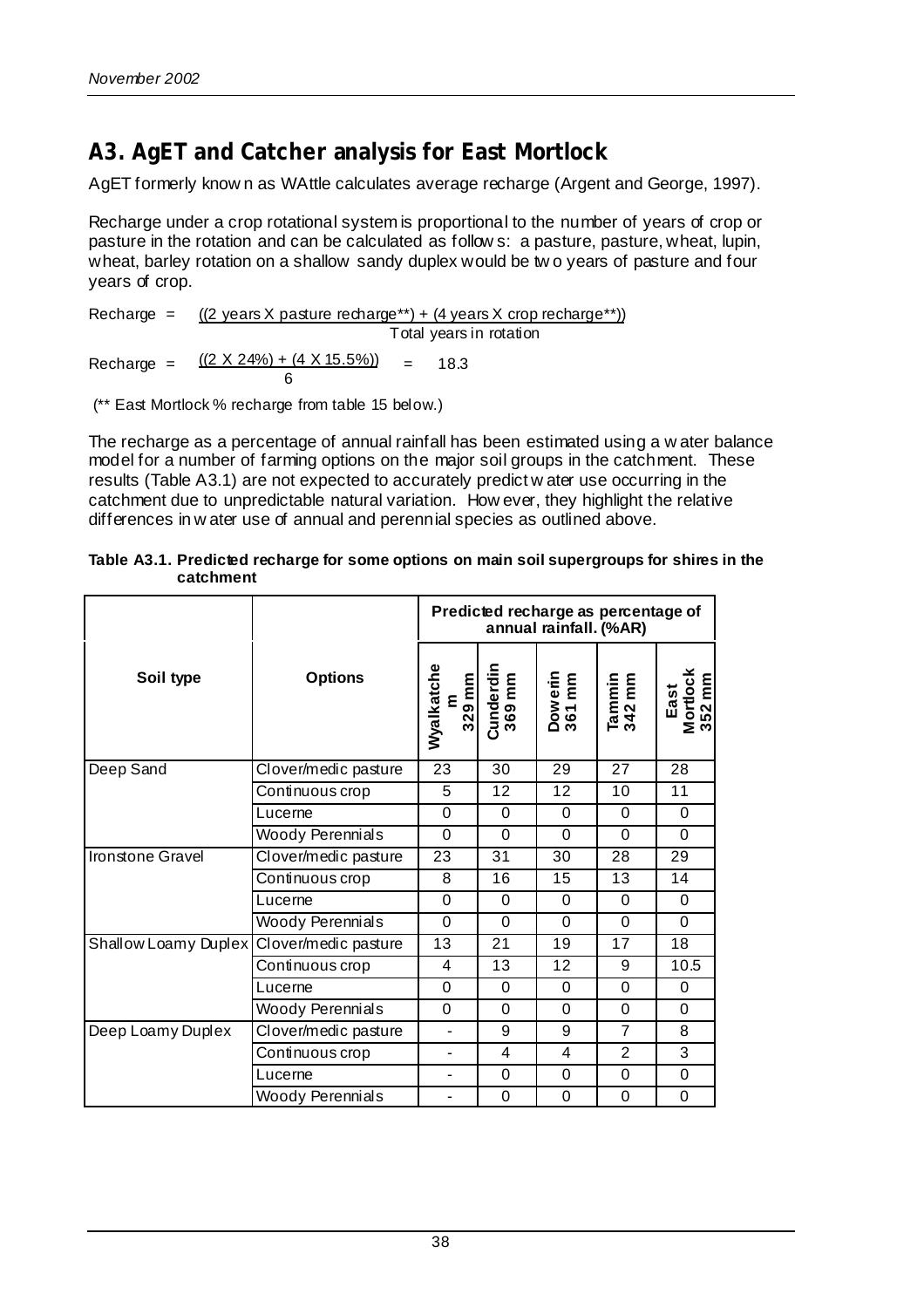## A3. AgET and Catcher analysis for East Mortlock

AgET formerly known as WAttle calculates average recharge (Argent and George, 1997).

Recharge under a crop rotational system is proportional to the number of years of crop or pasture in the rotation and can be calculated as follows: a pasture, pasture, wheat, lupin, wheat, barley rotation on a shallow sandy duplex would be two years of pasture and four years of crop.

$$\text{Recharge} = \frac{(2 \text{ years X pasture recharge**}) + (4 \text{ years X crop recharge**})}{\text{Total years in rotation}}$$

$$\text{Recharge} = \frac{(2 \text{ X } 24\%) + (4 \text{ X } 15.5\%)}{6} = 18.3$$

(** East Mortlock % recharge from table 15 below.)

The recharge as a percentage of annual rainfall has been estimated using a water balance model for a number of farming options on the major soil groups in the catchment. These results (Table A3.1) are not expected to accurately predict water use occurring in the catchment due to unpredictable natural variation. However, they highlight the relative differences in water use of annual and perennial species as outlined above.

**Table A3.1. Predicted recharge for some options on main soil supergroups for shires in the catchment**

| Soil type | Options | Predicted recharge as percentage of annual rainfall. (%AR) | | | | |
|---|---|---|---|---|---|---|
| | | Wyalkatchem 329 mm | Cunderdin 369 mm | Dowerin 361 mm | Tammin 342 mm | East Mortlock 352 mm |
| Deep Sand | Clover/medic pasture | 23 | 30 | 29 | 27 | 28 |
| | Continuous crop | 5 | 12 | 12 | 10 | 11 |
| | Lucerne | 0 | 0 | 0 | 0 | 0 |
| | Woody Perennials | 0 | 0 | 0 | 0 | 0 |
| Ironstone Gravel | Clover/medic pasture | 23 | 31 | 30 | 28 | 29 |
| | Continuous crop | 8 | 16 | 15 | 13 | 14 |
| | Lucerne | 0 | 0 | 0 | 0 | 0 |
| | Woody Perennials | 0 | 0 | 0 | 0 | 0 |
| Shallow Loamy Duplex | Clover/medic pasture | 13 | 21 | 19 | 17 | 18 |
| | Continuous crop | 4 | 13 | 12 | 9 | 10.5 |
| | Lucerne | 0 | 0 | 0 | 0 | 0 |
| | Woody Perennials | 0 | 0 | 0 | 0 | 0 |
| Deep Loamy Duplex | Clover/medic pasture | - | 9 | 9 | 7 | 8 |
| | Continuous crop | - | 4 | 4 | 2 | 3 |
| | Lucerne | - | 0 | 0 | 0 | 0 |
| | Woody Perennials | - | 0 | 0 | 0 | 0 |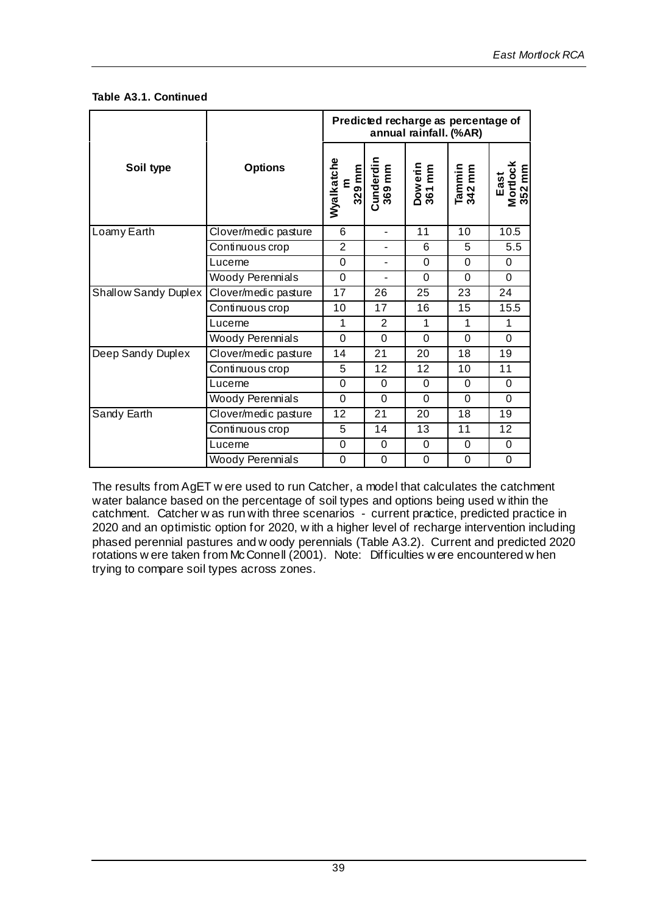**Table A3.1. Continued**

| Soil type | Options | Predicted recharge as percentage of annual rainfall. (%AR) | | | | |
|---|---|---|---|---|---|---|
| | | Wyalkatchem 329 mm | Cunderdin 369 mm | Dowerin 361 mm | Tammin 342 mm | East Mortlock 352 mm |
| Loamy Earth | Clover/medic pasture | 6 | - | 11 | 10 | 10.5 |
| | Continuous crop | 2 | - | 6 | 5 | 5.5 |
| | Lucerne | 0 | - | 0 | 0 | 0 |
| | Woody Perennials | 0 | - | 0 | 0 | 0 |
| Shallow Sandy Duplex | Clover/medic pasture | 17 | 26 | 25 | 23 | 24 |
| | Continuous crop | 10 | 17 | 16 | 15 | 15.5 |
| | Lucerne | 1 | 2 | 1 | 1 | 1 |
| | Woody Perennials | 0 | 0 | 0 | 0 | 0 |
| Deep Sandy Duplex | Clover/medic pasture | 14 | 21 | 20 | 18 | 19 |
| | Continuous crop | 5 | 12 | 12 | 10 | 11 |
| | Lucerne | 0 | 0 | 0 | 0 | 0 |
| | Woody Perennials | 0 | 0 | 0 | 0 | 0 |
| Sandy Earth | Clover/medic pasture | 12 | 21 | 20 | 18 | 19 |
| | Continuous crop | 5 | 14 | 13 | 11 | 12 |
| | Lucerne | 0 | 0 | 0 | 0 | 0 |
| | Woody Perennials | 0 | 0 | 0 | 0 | 0 |

The results from AgET were used to run Catcher, a model that calculates the catchment water balance based on the percentage of soil types and options being used within the catchment. Catcher was run with three scenarios - current practice, predicted practice in 2020 and an optimistic option for 2020, with a higher level of recharge intervention including phased perennial pastures and woody perennials (Table A3.2). Current and predicted 2020 rotations were taken from McConnell (2001). Note: Difficulties were encountered when trying to compare soil types across zones.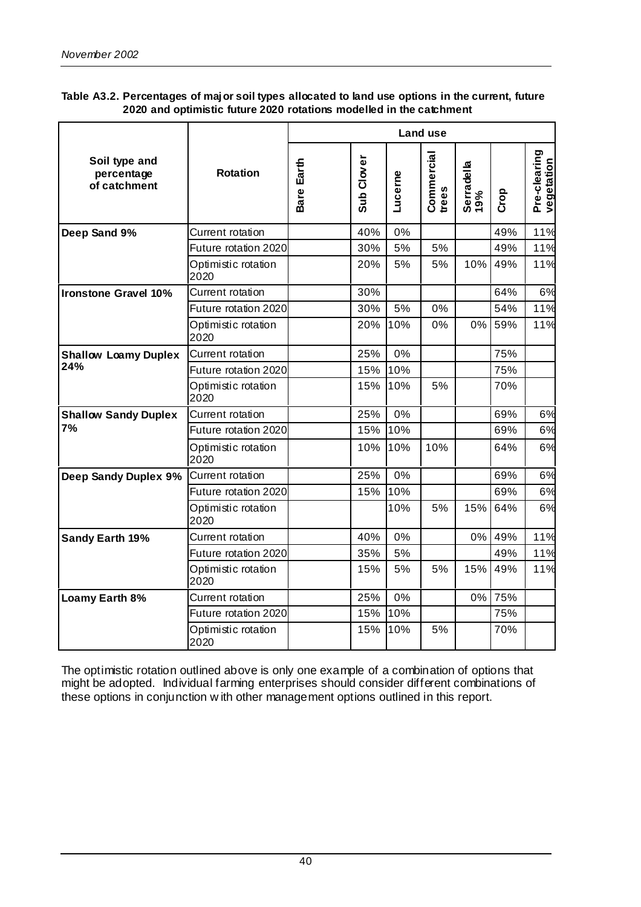**Table A3.2. Percentages of major soil types allocated to land use options in the current, future 2020 and optimistic future 2020 rotations modelled in the catchment**

| Soil type and percentage of catchment | Rotation | Land use | | | | | | |
|---|---|---|---|---|---|---|---|---|
| | | Bare Earth | Sub Clover | Lucerne | Commercial trees | Serradella 19% | Crop | Pre-clearing vegetation |
| **Deep Sand 9%** | Current rotation | | 40% | 0% | | | 49% | 11% |
| | Future rotation 2020 | | 30% | 5% | 5% | | 49% | 11% |
| | Optimistic rotation 2020 | | 20% | 5% | 5% | 10% | 49% | 11% |
| **Ironstone Gravel 10%** | Current rotation | | 30% | | | | 64% | 6% |
| | Future rotation 2020 | | 30% | 5% | 0% | | 54% | 11% |
| | Optimistic rotation 2020 | | 20% | 10% | 0% | 0% | 59% | 11% |
| **Shallow Loamy Duplex 24%** | Current rotation | | 25% | 0% | | | 75% | |
| | Future rotation 2020 | | 15% | 10% | | | 75% | |
| | Optimistic rotation 2020 | | 15% | 10% | 5% | | 70% | |
| **Shallow Sandy Duplex 7%** | Current rotation | | 25% | 0% | | | 69% | 6% |
| | Future rotation 2020 | | 15% | 10% | | | 69% | 6% |
| | Optimistic rotation 2020 | | 10% | 10% | 10% | | 64% | 6% |
| **Deep Sandy Duplex 9%** | Current rotation | | 25% | 0% | | | 69% | 6% |
| | Future rotation 2020 | | 15% | 10% | | | 69% | 6% |
| | Optimistic rotation 2020 | | | 10% | 5% | 15% | 64% | 6% |
| **Sandy Earth 19%** | Current rotation | | 40% | 0% | | 0% | 49% | 11% |
| | Future rotation 2020 | | 35% | 5% | | | 49% | 11% |
| | Optimistic rotation 2020 | | 15% | 5% | 5% | 15% | 49% | 11% |
| **Loamy Earth 8%** | Current rotation | | 25% | 0% | | 0% | 75% | |
| | Future rotation 2020 | | 15% | 10% | | | 75% | |
| | Optimistic rotation 2020 | | 15% | 10% | 5% | | 70% | |

The optimistic rotation outlined above is only one example of a combination of options that might be adopted. Individual farming enterprises should consider different combinations of these options in conjunction with other management options outlined in this report.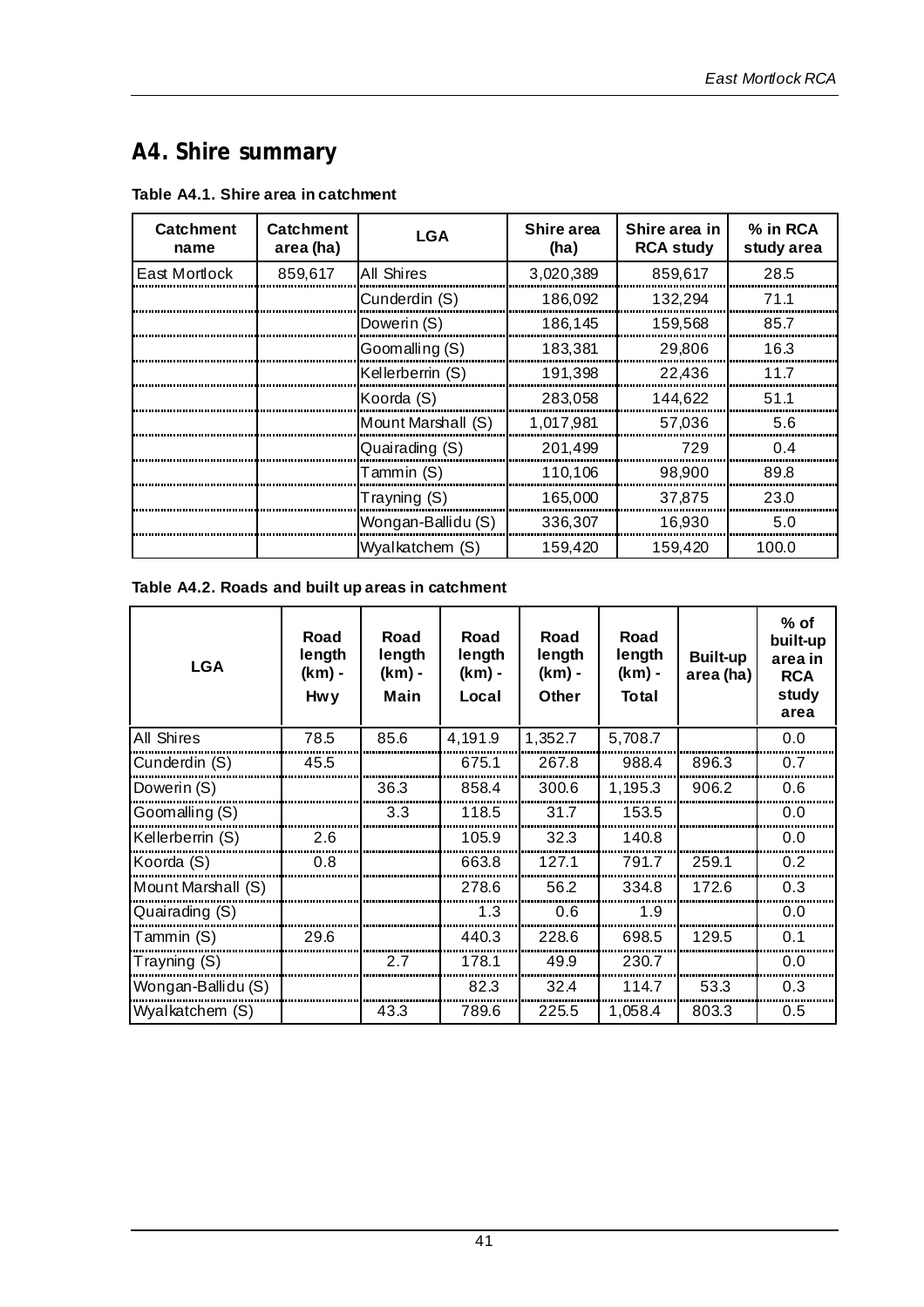## A4. Shire summary

**Table A4.1. Shire area in catchment**

| Catchment name | Catchment area (ha) | LGA | Shire area (ha) | Shire area in RCA study | % in RCA study area |
|---|---|---|---|---|---|
| East Mortlock | 859,617 | All Shires | 3,020,389 | 859,617 | 28.5 |
| | | Cunderdin (S) | 186,092 | 132,294 | 71.1 |
| | | Dowerin (S) | 186,145 | 159,568 | 85.7 |
| | | Goomalling (S) | 183,381 | 29,806 | 16.3 |
| | | Kellerberrin (S) | 191,398 | 22,436 | 11.7 |
| | | Koorda (S) | 283,058 | 144,622 | 51.1 |
| | | Mount Marshall (S) | 1,017,981 | 57,036 | 5.6 |
| | | Quairading (S) | 201,499 | 729 | 0.4 |
| | | Tammin (S) | 110,106 | 98,900 | 89.8 |
| | | Trayning (S) | 165,000 | 37,875 | 23.0 |
| | | Wongan-Ballidu (S) | 336,307 | 16,930 | 5.0 |
| | | Wyalkatchem (S) | 159,420 | 159,420 | 100.0 |

**Table A4.2. Roads and built up areas in catchment**

| LGA | Road length (km) - Hwy | Road length (km) - Main | Road length (km) - Local | Road length (km) - Other | Road length (km) - Total | Built-up area (ha) | % of built-up area in RCA study area |
|---|---|---|---|---|---|---|---|
| All Shires | 78.5 | 85.6 | 4,191.9 | 1,352.7 | 5,708.7 | | 0.0 |
| Cunderdin (S) | 45.5 | | 675.1 | 267.8 | 988.4 | 896.3 | 0.7 |
| Dowerin (S) | | 36.3 | 858.4 | 300.6 | 1,195.3 | 906.2 | 0.6 |
| Goomalling (S) | | 3.3 | 118.5 | 31.7 | 153.5 | | 0.0 |
| Kellerberrin (S) | 2.6 | | 105.9 | 32.3 | 140.8 | | 0.0 |
| Koorda (S) | 0.8 | | 663.8 | 127.1 | 791.7 | 259.1 | 0.2 |
| Mount Marshall (S) | | | 278.6 | 56.2 | 334.8 | 172.6 | 0.3 |
| Quairading (S) | | | 1.3 | 0.6 | 1.9 | | 0.0 |
| Tammin (S) | 29.6 | | 440.3 | 228.6 | 698.5 | 129.5 | 0.1 |
| Trayning (S) | | 2.7 | 178.1 | 49.9 | 230.7 | | 0.0 |
| Wongan-Ballidu (S) | | | 82.3 | 32.4 | 114.7 | 53.3 | 0.3 |
| Wyalkatchem (S) | | 43.3 | 789.6 | 225.5 | 1,058.4 | 803.3 | 0.5 |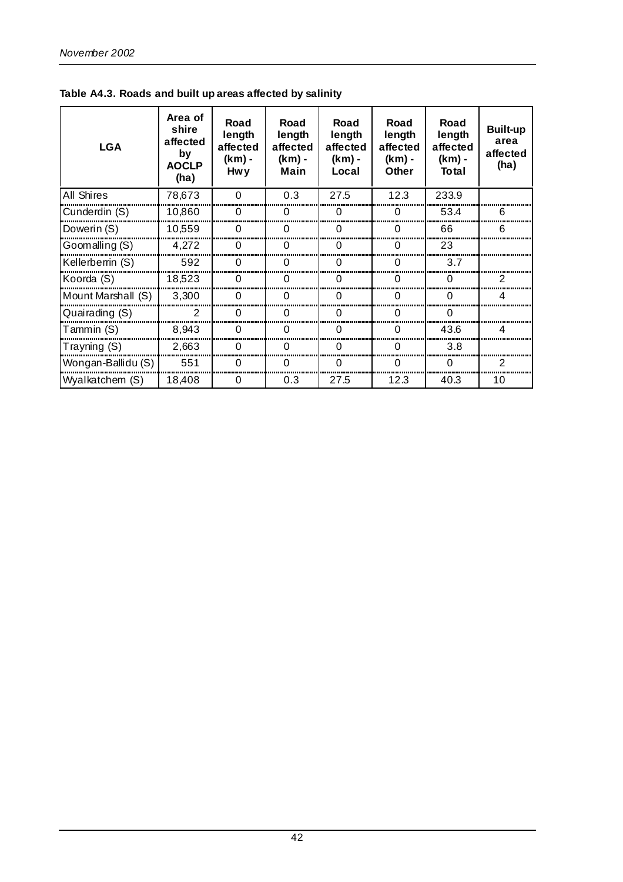**Table A4.3. Roads and built up areas affected by salinity**

| LGA | Area of shire affected by AOCLP (ha) | Road length affected (km) - Hwy | Road length affected (km) - Main | Road length affected (km) - Local | Road length affected (km) - Other | Road length affected (km) - Total | Built-up area affected (ha) |
|---|---|---|---|---|---|---|---|
| All Shires | 78,673 | 0 | 0.3 | 27.5 | 12.3 | 233.9 | |
| Cunderdin (S) | 10,860 | 0 | 0 | 0 | 0 | 53.4 | 6 |
| Dowerin (S) | 10,559 | 0 | 0 | 0 | 0 | 66 | 6 |
| Goomalling (S) | 4,272 | 0 | 0 | 0 | 0 | 23 | |
| Kellerberrin (S) | 592 | 0 | 0 | 0 | 0 | 3.7 | |
| Koorda (S) | 18,523 | 0 | 0 | 0 | 0 | 0 | 2 |
| Mount Marshall (S) | 3,300 | 0 | 0 | 0 | 0 | 0 | 4 |
| Quairading (S) | 2 | 0 | 0 | 0 | 0 | 0 | |
| Tammin (S) | 8,943 | 0 | 0 | 0 | 0 | 43.6 | 4 |
| Trayning (S) | 2,663 | 0 | 0 | 0 | 0 | 3.8 | |
| Wongan-Ballidu (S) | 551 | 0 | 0 | 0 | 0 | 0 | 2 |
| Wyalkatchem (S) | 18,408 | 0 | 0.3 | 27.5 | 12.3 | 40.3 | 10 |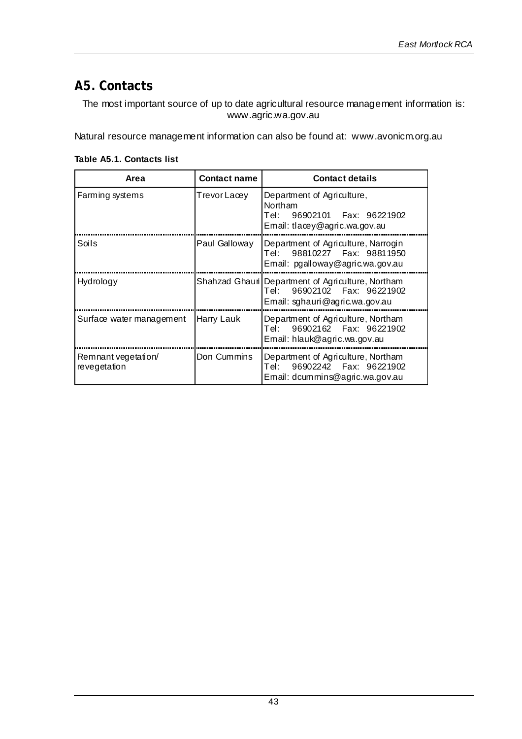## A5. Contacts

The most important source of up to date agricultural resource management information is: www.agric.wa.gov.au

Natural resource management information can also be found at: www.avonicm.org.au

**Table A5.1. Contacts list**

| Area | Contact name | Contact details |
|---|---|---|
| Farming systems | Trevor Lacey | Department of Agriculture, Northam<br>Tel: 96902101 Fax: 96221902<br>Email: tlacey@agric.wa.gov.au |
| Soils | Paul Galloway | Department of Agriculture, Narrogin<br>Tel: 98810227 Fax: 98811950<br>Email: pgalloway@agric.wa.gov.au |
| Hydrology | Shahzad Ghauri | Department of Agriculture, Northam<br>Tel: 96902102 Fax: 96221902<br>Email: sghauri@agric.wa.gov.au |
| Surface water management | Harry Lauk | Department of Agriculture, Northam<br>Tel: 96902162 Fax: 96221902<br>Email: hlauk@agric.wa.gov.au |
| Remnant vegetation/ revegetation | Don Cummins | Department of Agriculture, Northam<br>Tel: 96902242 Fax: 96221902<br>Email: dcummins@agric.wa.gov.au |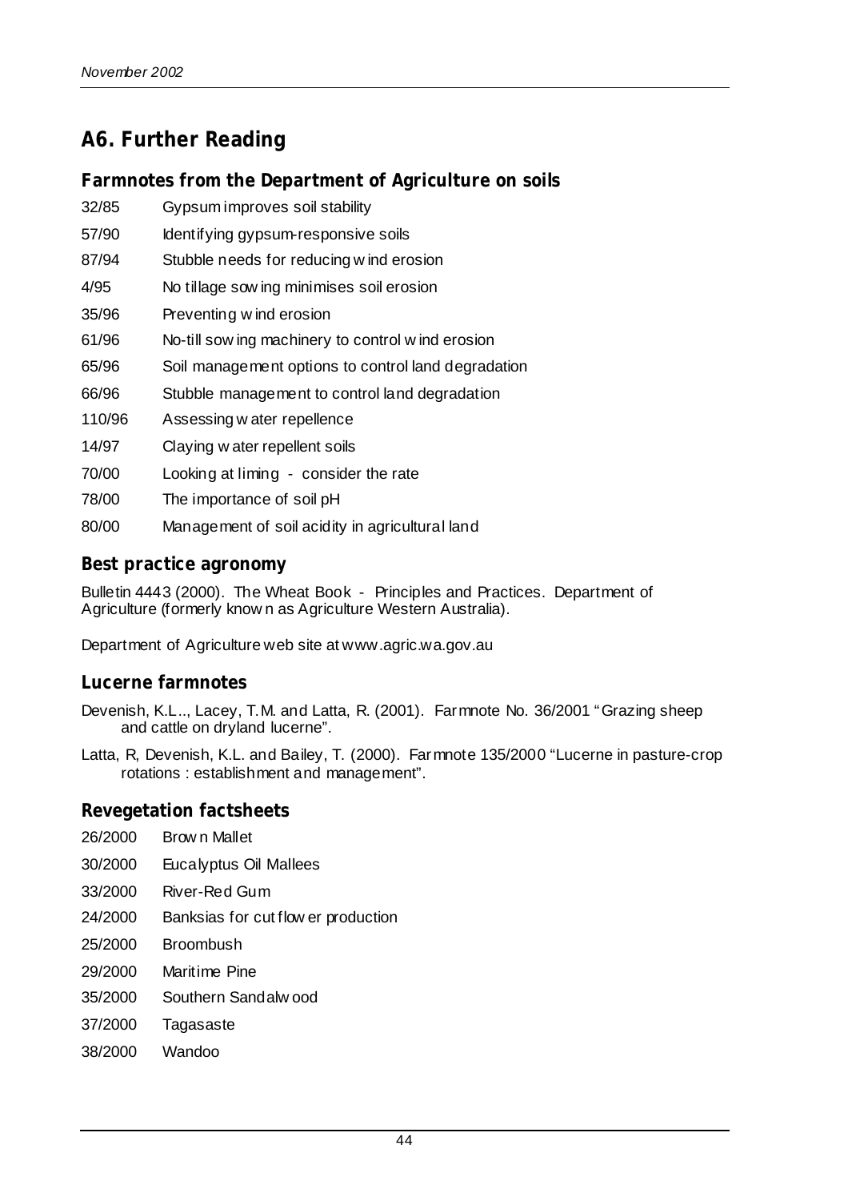## A6. Further Reading

### Farmnotes from the Department of Agriculture on soils

32/85 Gypsum improves soil stability

57/90 Identifying gypsum-responsive soils

87/94 Stubble needs for reducing wind erosion

4/95 No tillage sowing minimises soil erosion

35/96 Preventing wind erosion

61/96 No-till sowing machinery to control wind erosion

65/96 Soil management options to control land degradation

66/96 Stubble management to control land degradation

110/96 Assessing water repellence

14/97 Claying water repellent soils

70/00 Looking at liming - consider the rate

78/00 The importance of soil pH

80/00 Management of soil acidity in agricultural land

### Best practice agronomy

Bulletin 4443 (2000). The Wheat Book - Principles and Practices. Department of Agriculture (formerly known as Agriculture Western Australia).

Department of Agriculture web site at www.agric.wa.gov.au

### Lucerne farmnotes

Devenish, K.L.., Lacey, T.M. and Latta, R. (2001). Farmnote No. 36/2001 "Grazing sheep and cattle on dryland lucerne".

Latta, R, Devenish, K.L. and Bailey, T. (2000). Farmnote 135/2000 "Lucerne in pasture-crop rotations : establishment and management".

### Revegetation factsheets

26/2000 Brown Mallet

30/2000 Eucalyptus Oil Mallees

33/2000 River-Red Gum

24/2000 Banksias for cut flower production

25/2000 Broombush

29/2000 Maritime Pine

35/2000 Southern Sandalwood

37/2000 Tagasaste

38/2000 Wandoo